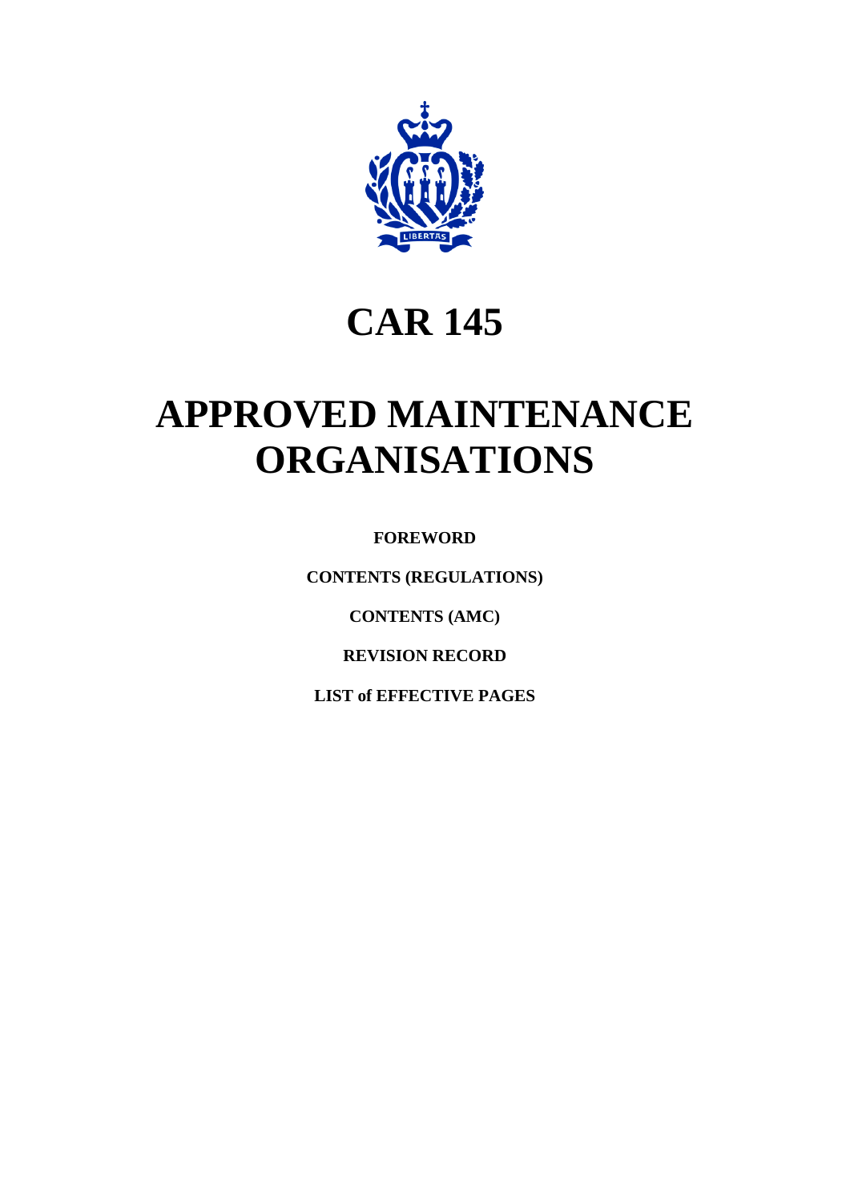# CAR 145

# APPROVED MAINTENANCE ORGANISATIONS

**FOREWORD**

**CONTENTS (REGULATIONS)**

**CONTENTS (AMC)**

**REVISION RECORD**

**LIST of EFFECTIVE PAGES**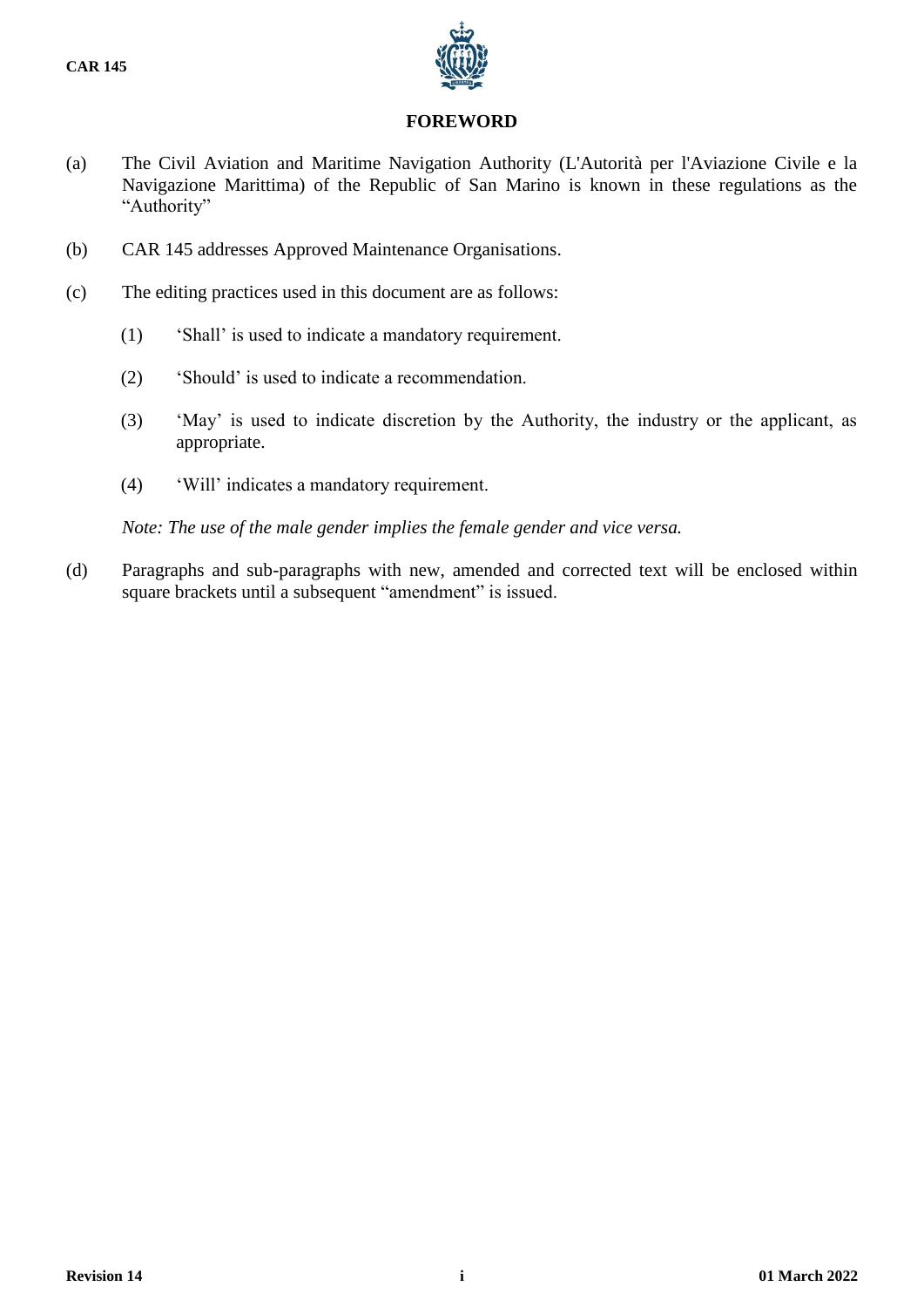# FOREWORD

(a) The Civil Aviation and Maritime Navigation Authority (L'Autorità per l'Aviazione Civile e la Navigazione Marittima) of the Republic of San Marino is known in these regulations as the "Authority"

(b) CAR 145 addresses Approved Maintenance Organisations.

(c) The editing practices used in this document are as follows:

(1) 'Shall' is used to indicate a mandatory requirement.

(2) 'Should' is used to indicate a recommendation.

(3) 'May' is used to indicate discretion by the Authority, the industry or the applicant, as appropriate.

(4) 'Will' indicates a mandatory requirement.

*Note: The use of the male gender implies the female gender and vice versa.*

(d) Paragraphs and sub-paragraphs with new, amended and corrected text will be enclosed within square brackets until a subsequent "amendment" is issued.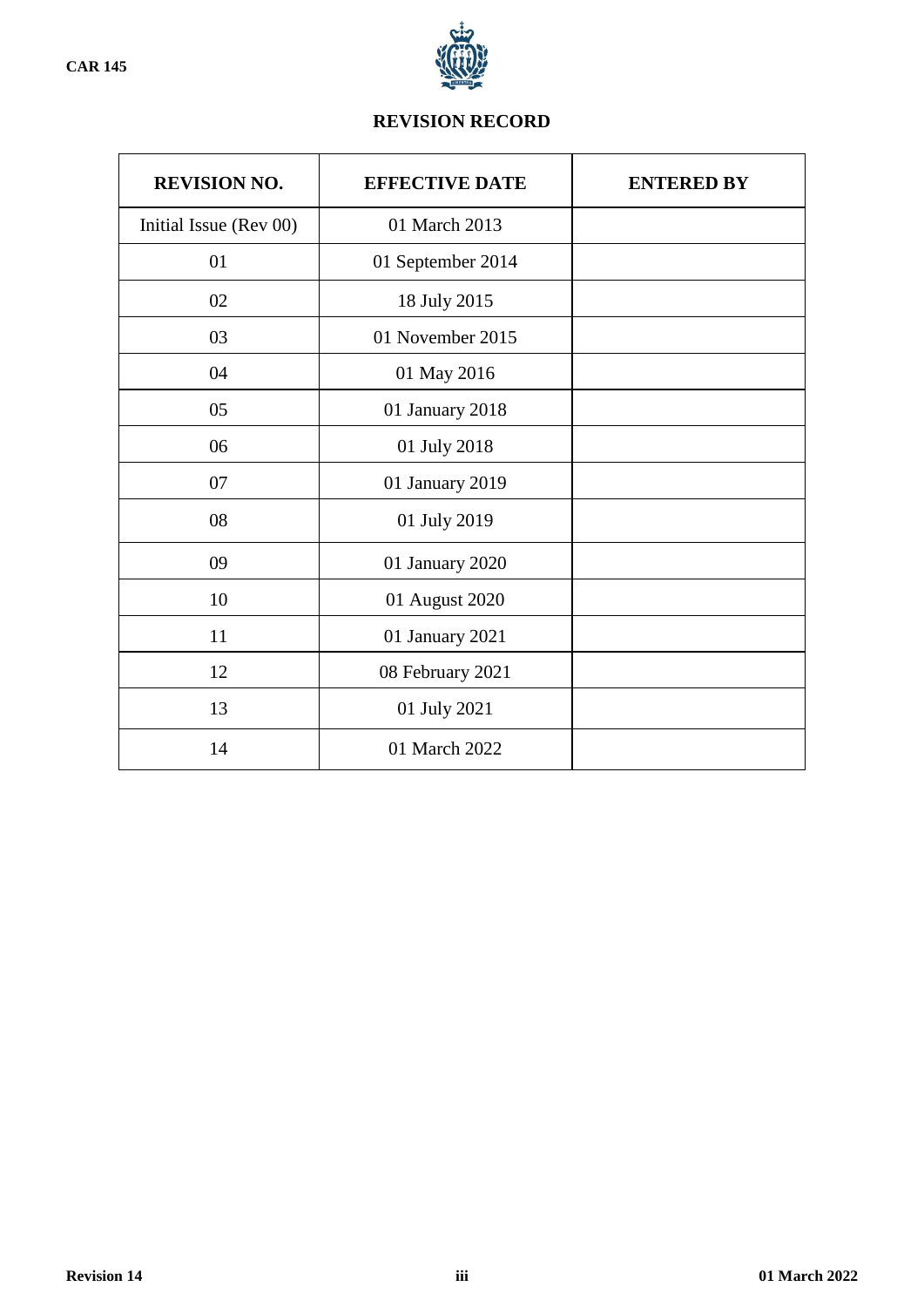# REVISION RECORD

| REVISION NO. | EFFECTIVE DATE | ENTERED BY |
|---|---|---|
| Initial Issue (Rev 00) | 01 March 2013 | |
| 01 | 01 September 2014 | |
| 02 | 18 July 2015 | |
| 03 | 01 November 2015 | |
| 04 | 01 May 2016 | |
| 05 | 01 January 2018 | |
| 06 | 01 July 2018 | |
| 07 | 01 January 2019 | |
| 08 | 01 July 2019 | |
| 09 | 01 January 2020 | |
| 10 | 01 August 2020 | |
| 11 | 01 January 2021 | |
| 12 | 08 February 2021 | |
| 13 | 01 July 2021 | |
| 14 | 01 March 2022 | |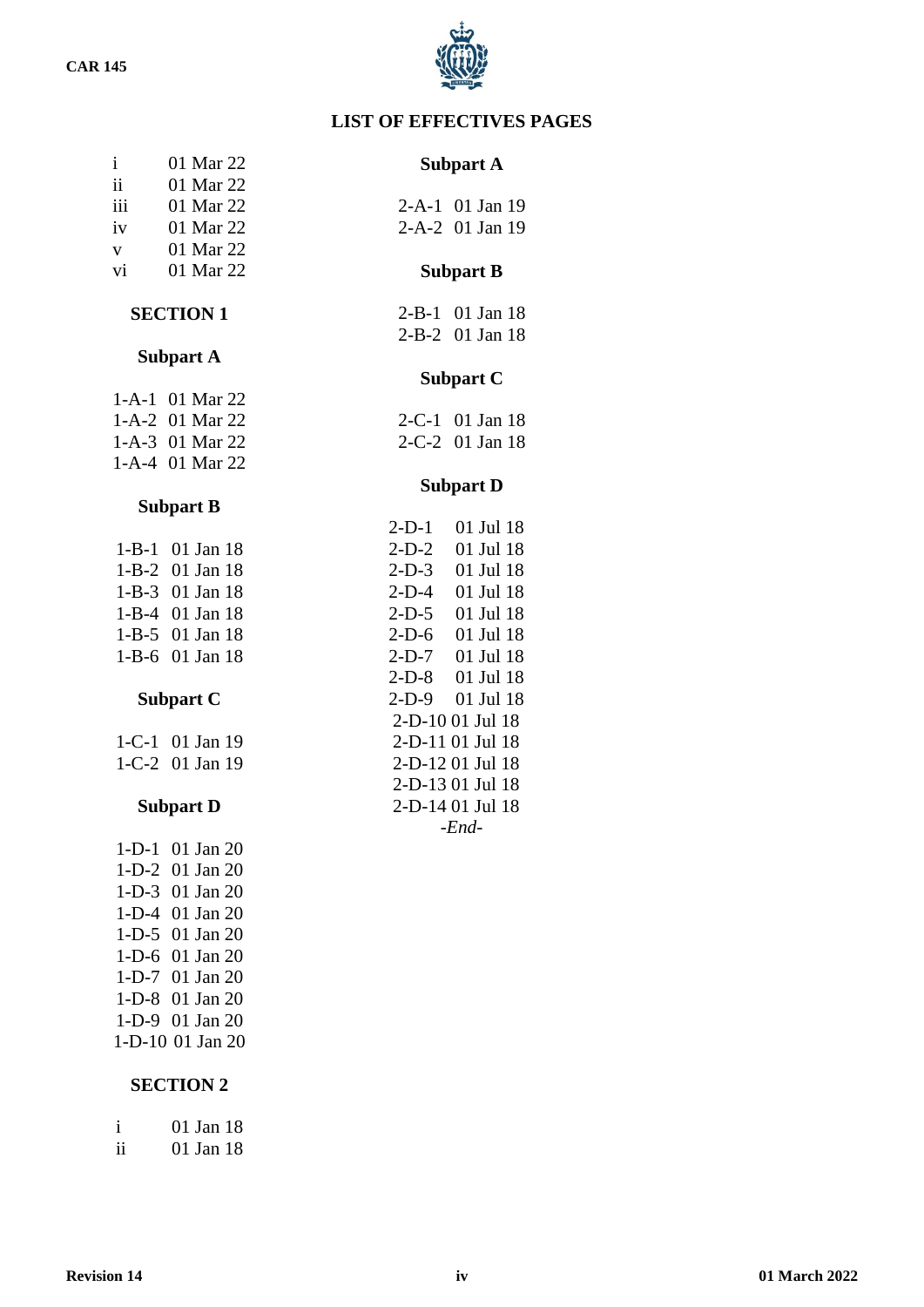# LIST OF EFFECTIVES PAGES

i 01 Mar 22
ii 01 Mar 22
iii 01 Mar 22
iv 01 Mar 22
v 01 Mar 22
vi 01 Mar 22

## SECTION 1

### Subpart A

1-A-1 01 Mar 22
1-A-2 01 Mar 22
1-A-3 01 Mar 22
1-A-4 01 Mar 22

### Subpart B

1-B-1 01 Jan 18
1-B-2 01 Jan 18
1-B-3 01 Jan 18
1-B-4 01 Jan 18
1-B-5 01 Jan 18
1-B-6 01 Jan 18

### Subpart C

1-C-1 01 Jan 19
1-C-2 01 Jan 19

### Subpart D

1-D-1 01 Jan 20
1-D-2 01 Jan 20
1-D-3 01 Jan 20
1-D-4 01 Jan 20
1-D-5 01 Jan 20
1-D-6 01 Jan 20
1-D-7 01 Jan 20
1-D-8 01 Jan 20
1-D-9 01 Jan 20
1-D-10 01 Jan 20

## SECTION 2

i 01 Jan 18
ii 01 Jan 18

### Subpart A

2-A-1 01 Jan 19
2-A-2 01 Jan 19

### Subpart B

2-B-1 01 Jan 18
2-B-2 01 Jan 18

### Subpart C

2-C-1 01 Jan 18
2-C-2 01 Jan 18

### Subpart D

2-D-1 01 Jul 18
2-D-2 01 Jul 18
2-D-3 01 Jul 18
2-D-4 01 Jul 18
2-D-5 01 Jul 18
2-D-6 01 Jul 18
2-D-7 01 Jul 18
2-D-8 01 Jul 18
2-D-9 01 Jul 18
2-D-10 01 Jul 18
2-D-11 01 Jul 18
2-D-12 01 Jul 18
2-D-13 01 Jul 18
2-D-14 01 Jul 18

*-End-*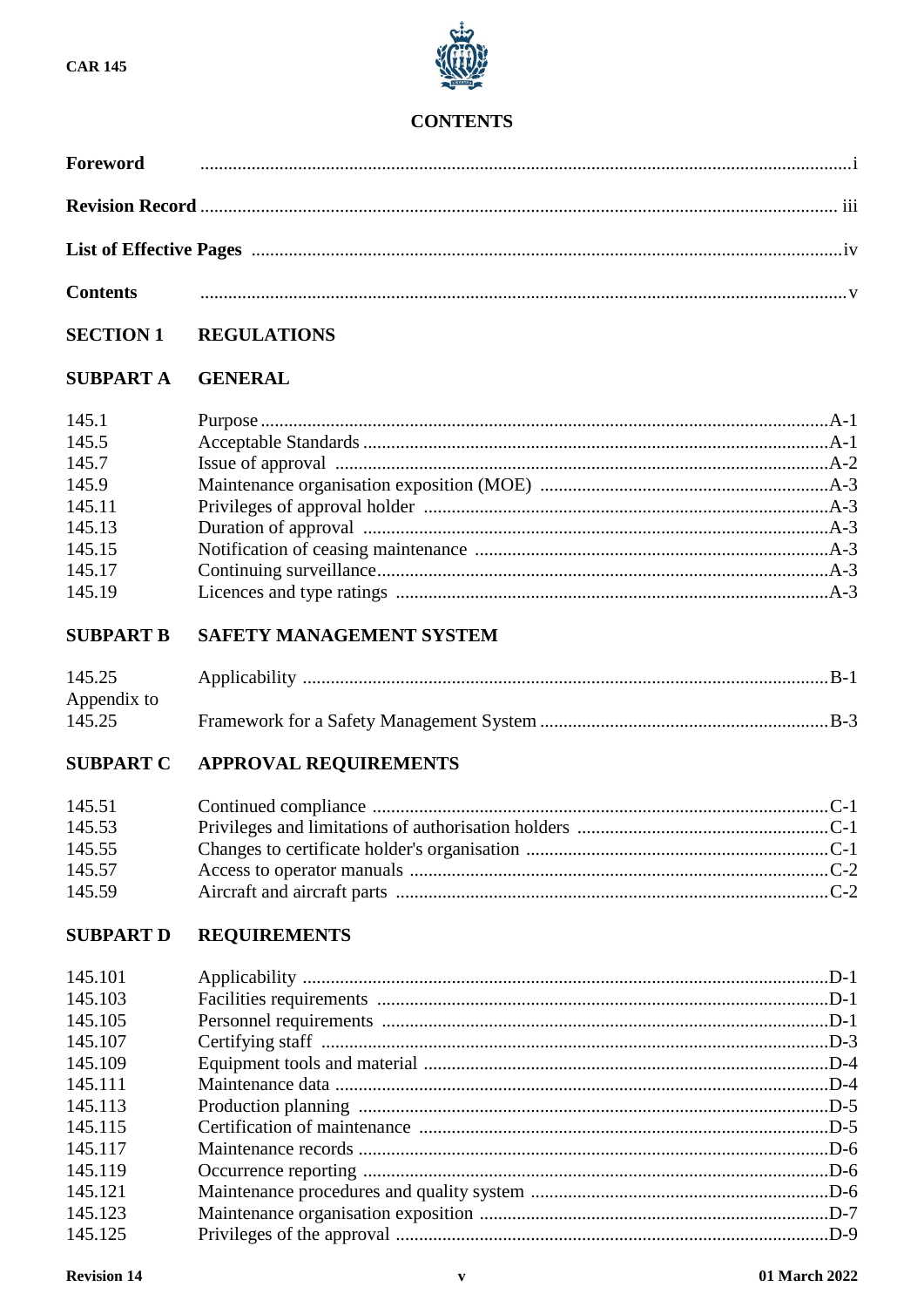# CONTENTS

| | | |
|---|---|---|
| **Foreword** | | i |
| **Revision Record** | | iii |
| **List of Effective Pages** | | iv |
| **Contents** | | v |

## SECTION 1 REGULATIONS

### SUBPART A GENERAL

| | | |
|---|---|---|
| 145.1 | Purpose | A-1 |
| 145.5 | Acceptable Standards | A-1 |
| 145.7 | Issue of approval | A-2 |
| 145.9 | Maintenance organisation exposition (MOE) | A-3 |
| 145.11 | Privileges of approval holder | A-3 |
| 145.13 | Duration of approval | A-3 |
| 145.15 | Notification of ceasing maintenance | A-3 |
| 145.17 | Continuing surveillance | A-3 |
| 145.19 | Licences and type ratings | A-3 |

### SUBPART B SAFETY MANAGEMENT SYSTEM

| | | |
|---|---|---|
| 145.25 | Applicability | B-1 |
| Appendix to 145.25 | Framework for a Safety Management System | B-3 |

### SUBPART C APPROVAL REQUIREMENTS

| | | |
|---|---|---|
| 145.51 | Continued compliance | C-1 |
| 145.53 | Privileges and limitations of authorisation holders | C-1 |
| 145.55 | Changes to certificate holder's organisation | C-1 |
| 145.57 | Access to operator manuals | C-2 |
| 145.59 | Aircraft and aircraft parts | C-2 |

### SUBPART D REQUIREMENTS

| | | |
|---|---|---|
| 145.101 | Applicability | D-1 |
| 145.103 | Facilities requirements | D-1 |
| 145.105 | Personnel requirements | D-1 |
| 145.107 | Certifying staff | D-3 |
| 145.109 | Equipment tools and material | D-4 |
| 145.111 | Maintenance data | D-4 |
| 145.113 | Production planning | D-5 |
| 145.115 | Certification of maintenance | D-5 |
| 145.117 | Maintenance records | D-6 |
| 145.119 | Occurrence reporting | D-6 |
| 145.121 | Maintenance procedures and quality system | D-6 |
| 145.123 | Maintenance organisation exposition | D-7 |
| 145.125 | Privileges of the approval | D-9 |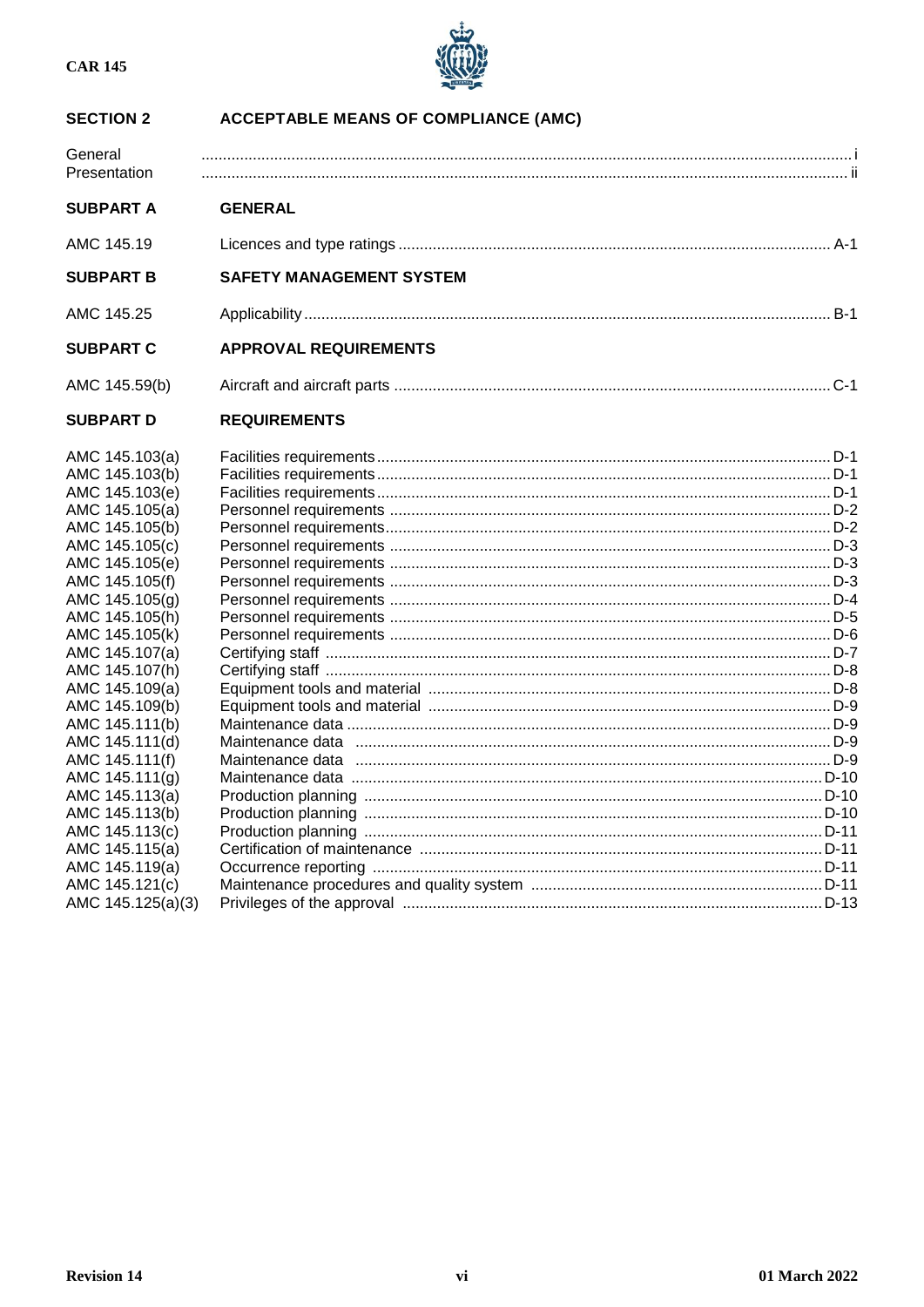## SECTION 2 ACCEPTABLE MEANS OF COMPLIANCE (AMC)

| | | |
|---|---|---|
| General | | i |
| Presentation | | ii |

### SUBPART A GENERAL

| | | |
|---|---|---|
| AMC 145.19 | Licences and type ratings | A-1 |

### SUBPART B SAFETY MANAGEMENT SYSTEM

| | | |
|---|---|---|
| AMC 145.25 | Applicability | B-1 |

### SUBPART C APPROVAL REQUIREMENTS

| | | |
|---|---|---|
| AMC 145.59(b) | Aircraft and aircraft parts | C-1 |

### SUBPART D REQUIREMENTS

| | | |
|---|---|---|
| AMC 145.103(a) | Facilities requirements | D-1 |
| AMC 145.103(b) | Facilities requirements | D-1 |
| AMC 145.103(e) | Facilities requirements | D-1 |
| AMC 145.105(a) | Personnel requirements | D-2 |
| AMC 145.105(b) | Personnel requirements | D-2 |
| AMC 145.105(c) | Personnel requirements | D-3 |
| AMC 145.105(e) | Personnel requirements | D-3 |
| AMC 145.105(f) | Personnel requirements | D-3 |
| AMC 145.105(g) | Personnel requirements | D-4 |
| AMC 145.105(h) | Personnel requirements | D-5 |
| AMC 145.105(k) | Personnel requirements | D-6 |
| AMC 145.107(a) | Certifying staff | D-7 |
| AMC 145.107(h) | Certifying staff | D-8 |
| AMC 145.109(a) | Equipment tools and material | D-8 |
| AMC 145.109(b) | Equipment tools and material | D-9 |
| AMC 145.111(b) | Maintenance data | D-9 |
| AMC 145.111(d) | Maintenance data | D-9 |
| AMC 145.111(f) | Maintenance data | D-9 |
| AMC 145.111(g) | Maintenance data | D-10 |
| AMC 145.113(a) | Production planning | D-10 |
| AMC 145.113(b) | Production planning | D-10 |
| AMC 145.113(c) | Production planning | D-11 |
| AMC 145.115(a) | Certification of maintenance | D-11 |
| AMC 145.119(a) | Occurrence reporting | D-11 |
| AMC 145.121(c) | Maintenance procedures and quality system | D-11 |
| AMC 145.125(a)(3) | Privileges of the approval | D-13 |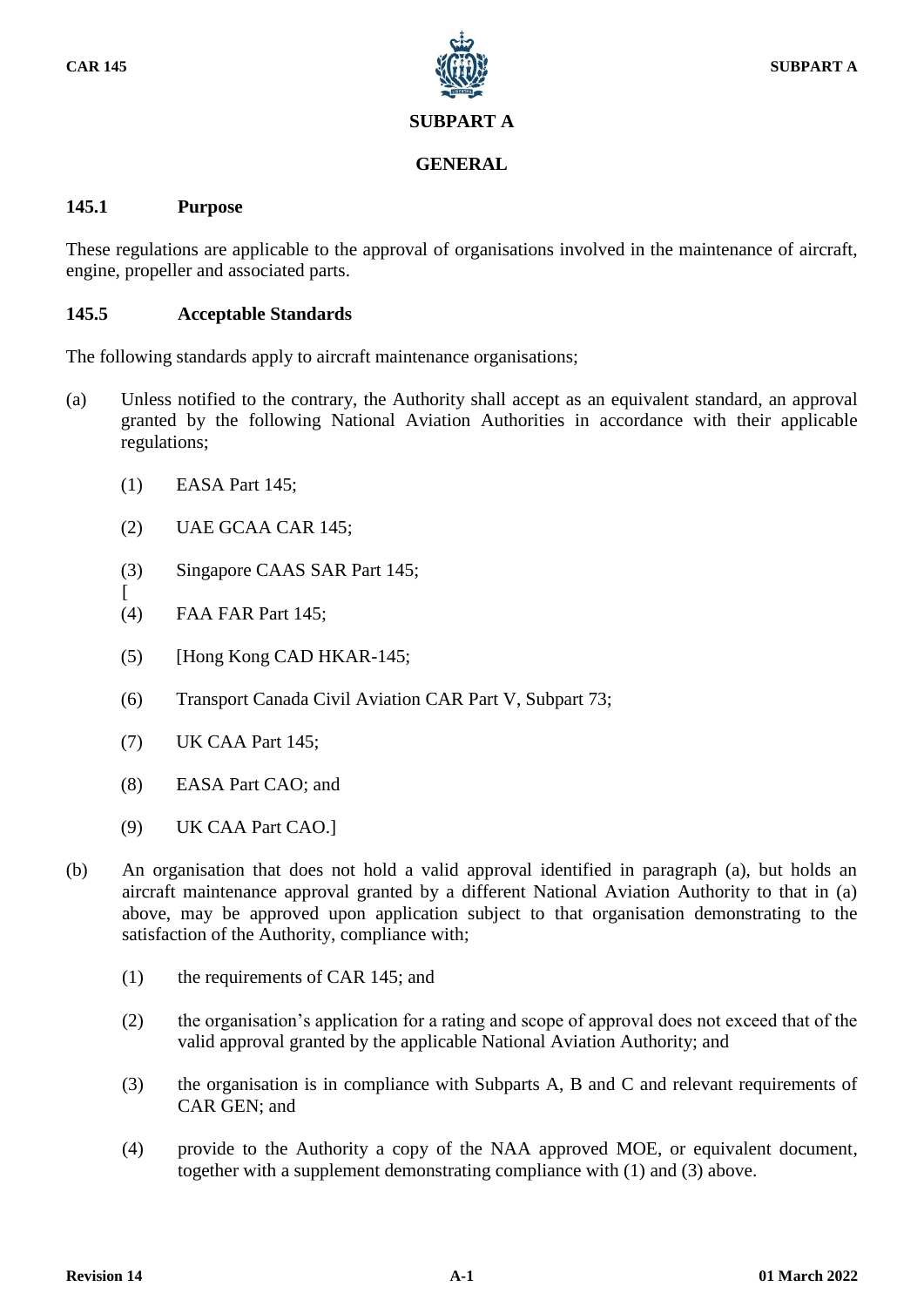# SUBPART A

## GENERAL

### 145.1 Purpose

These regulations are applicable to the approval of organisations involved in the maintenance of aircraft, engine, propeller and associated parts.

### 145.5 Acceptable Standards

The following standards apply to aircraft maintenance organisations;

(a) Unless notified to the contrary, the Authority shall accept as an equivalent standard, an approval granted by the following National Aviation Authorities in accordance with their applicable regulations;

  (1) EASA Part 145;

  (2) UAE GCAA CAR 145;

  (3) Singapore CAAS SAR Part 145;
  [
  (4) FAA FAR Part 145;

  (5) [Hong Kong CAD HKAR-145;

  (6) Transport Canada Civil Aviation CAR Part V, Subpart 73;

  (7) UK CAA Part 145;

  (8) EASA Part CAO; and

  (9) UK CAA Part CAO.]

(b) An organisation that does not hold a valid approval identified in paragraph (a), but holds an aircraft maintenance approval granted by a different National Aviation Authority to that in (a) above, may be approved upon application subject to that organisation demonstrating to the satisfaction of the Authority, compliance with;

  (1) the requirements of CAR 145; and

  (2) the organisation's application for a rating and scope of approval does not exceed that of the valid approval granted by the applicable National Aviation Authority; and

  (3) the organisation is in compliance with Subparts A, B and C and relevant requirements of CAR GEN; and

  (4) provide to the Authority a copy of the NAA approved MOE, or equivalent document, together with a supplement demonstrating compliance with (1) and (3) above.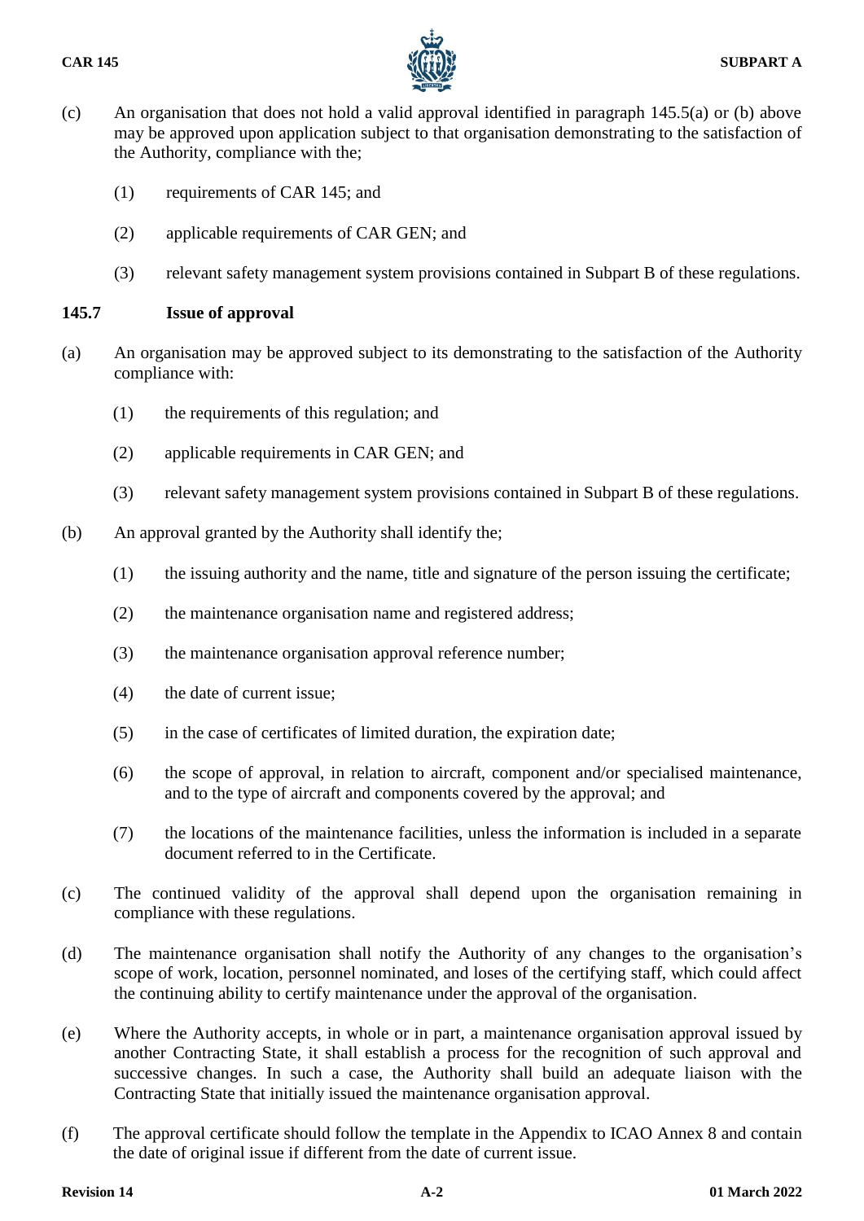(c) An organisation that does not hold a valid approval identified in paragraph 145.5(a) or (b) above may be approved upon application subject to that organisation demonstrating to the satisfaction of the Authority, compliance with the;

(1) requirements of CAR 145; and

(2) applicable requirements of CAR GEN; and

(3) relevant safety management system provisions contained in Subpart B of these regulations.

### 145.7 Issue of approval

(a) An organisation may be approved subject to its demonstrating to the satisfaction of the Authority compliance with:

(1) the requirements of this regulation; and

(2) applicable requirements in CAR GEN; and

(3) relevant safety management system provisions contained in Subpart B of these regulations.

(b) An approval granted by the Authority shall identify the;

(1) the issuing authority and the name, title and signature of the person issuing the certificate;

(2) the maintenance organisation name and registered address;

(3) the maintenance organisation approval reference number;

(4) the date of current issue;

(5) in the case of certificates of limited duration, the expiration date;

(6) the scope of approval, in relation to aircraft, component and/or specialised maintenance, and to the type of aircraft and components covered by the approval; and

(7) the locations of the maintenance facilities, unless the information is included in a separate document referred to in the Certificate.

(c) The continued validity of the approval shall depend upon the organisation remaining in compliance with these regulations.

(d) The maintenance organisation shall notify the Authority of any changes to the organisation's scope of work, location, personnel nominated, and loses of the certifying staff, which could affect the continuing ability to certify maintenance under the approval of the organisation.

(e) Where the Authority accepts, in whole or in part, a maintenance organisation approval issued by another Contracting State, it shall establish a process for the recognition of such approval and successive changes. In such a case, the Authority shall build an adequate liaison with the Contracting State that initially issued the maintenance organisation approval.

(f) The approval certificate should follow the template in the Appendix to ICAO Annex 8 and contain the date of original issue if different from the date of current issue.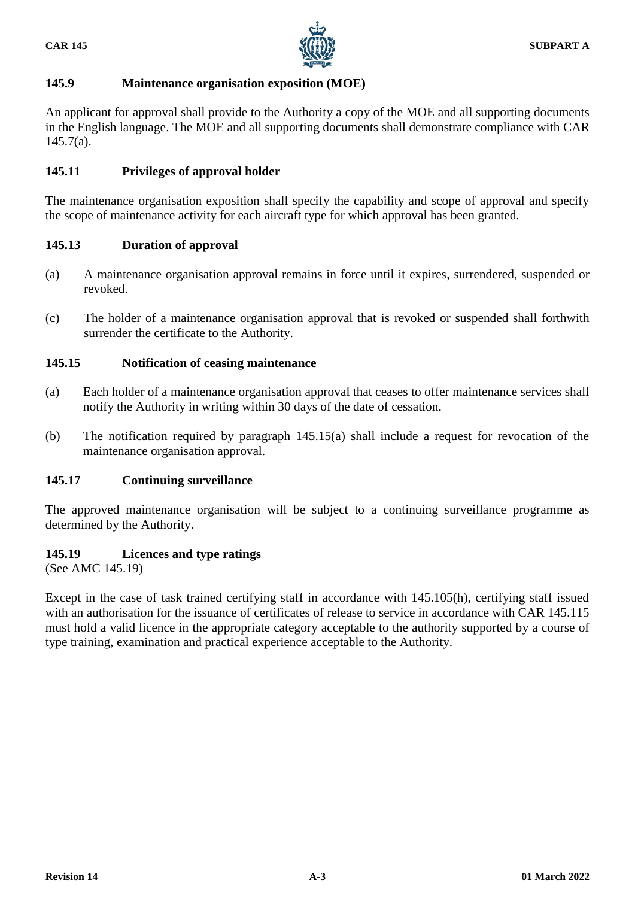### 145.9 Maintenance organisation exposition (MOE)

An applicant for approval shall provide to the Authority a copy of the MOE and all supporting documents in the English language. The MOE and all supporting documents shall demonstrate compliance with CAR 145.7(a).

### 145.11 Privileges of approval holder

The maintenance organisation exposition shall specify the capability and scope of approval and specify the scope of maintenance activity for each aircraft type for which approval has been granted.

### 145.13 Duration of approval

(a) A maintenance organisation approval remains in force until it expires, surrendered, suspended or revoked.

(c) The holder of a maintenance organisation approval that is revoked or suspended shall forthwith surrender the certificate to the Authority.

### 145.15 Notification of ceasing maintenance

(a) Each holder of a maintenance organisation approval that ceases to offer maintenance services shall notify the Authority in writing within 30 days of the date of cessation.

(b) The notification required by paragraph 145.15(a) shall include a request for revocation of the maintenance organisation approval.

### 145.17 Continuing surveillance

The approved maintenance organisation will be subject to a continuing surveillance programme as determined by the Authority.

### 145.19 Licences and type ratings

(See AMC 145.19)

Except in the case of task trained certifying staff in accordance with 145.105(h), certifying staff issued with an authorisation for the issuance of certificates of release to service in accordance with CAR 145.115 must hold a valid licence in the appropriate category acceptable to the authority supported by a course of type training, examination and practical experience acceptable to the Authority.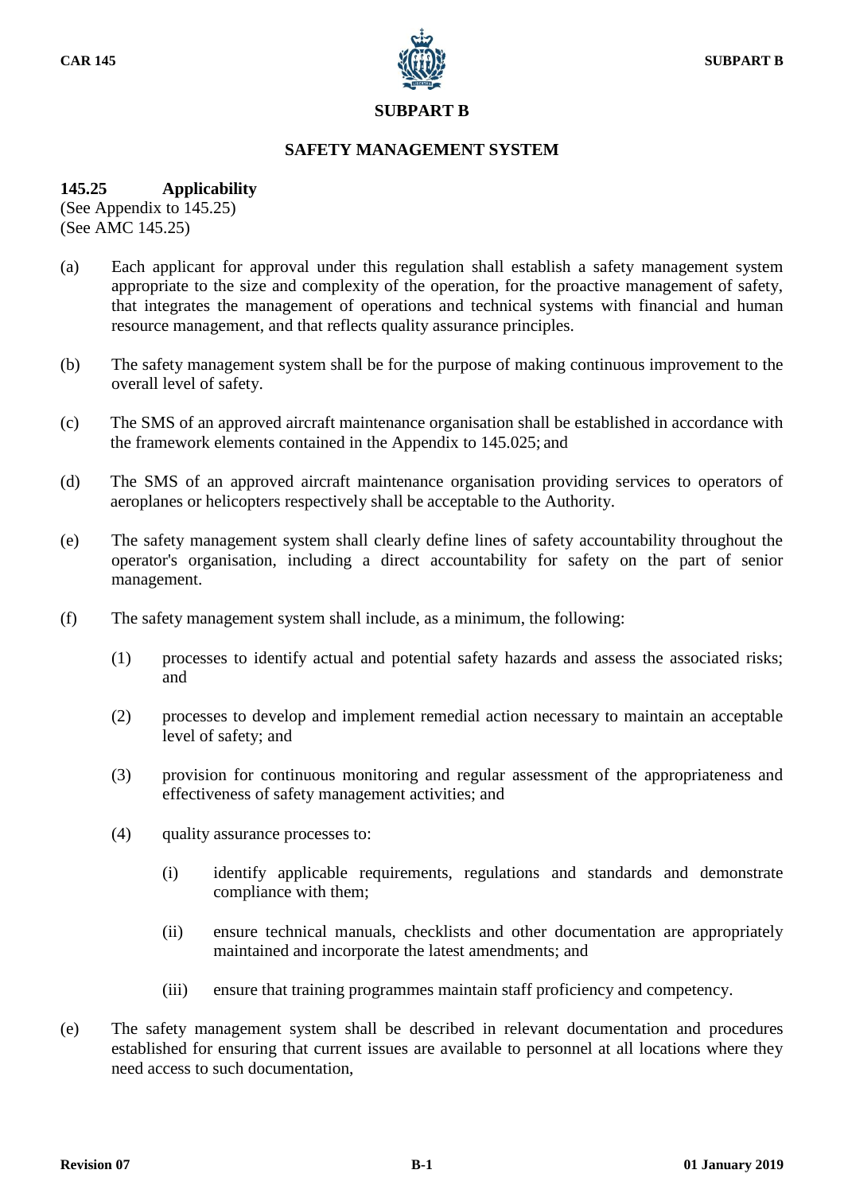# SUBPART B

## SAFETY MANAGEMENT SYSTEM

### 145.25 Applicability

(See Appendix to 145.25)
(See AMC 145.25)

(a) Each applicant for approval under this regulation shall establish a safety management system appropriate to the size and complexity of the operation, for the proactive management of safety, that integrates the management of operations and technical systems with financial and human resource management, and that reflects quality assurance principles.

(b) The safety management system shall be for the purpose of making continuous improvement to the overall level of safety.

(c) The SMS of an approved aircraft maintenance organisation shall be established in accordance with the framework elements contained in the Appendix to 145.025; and

(d) The SMS of an approved aircraft maintenance organisation providing services to operators of aeroplanes or helicopters respectively shall be acceptable to the Authority.

(e) The safety management system shall clearly define lines of safety accountability throughout the operator's organisation, including a direct accountability for safety on the part of senior management.

(f) The safety management system shall include, as a minimum, the following:

(1) processes to identify actual and potential safety hazards and assess the associated risks; and

(2) processes to develop and implement remedial action necessary to maintain an acceptable level of safety; and

(3) provision for continuous monitoring and regular assessment of the appropriateness and effectiveness of safety management activities; and

(4) quality assurance processes to:

(i) identify applicable requirements, regulations and standards and demonstrate compliance with them;

(ii) ensure technical manuals, checklists and other documentation are appropriately maintained and incorporate the latest amendments; and

(iii) ensure that training programmes maintain staff proficiency and competency.

(e) The safety management system shall be described in relevant documentation and procedures established for ensuring that current issues are available to personnel at all locations where they need access to such documentation,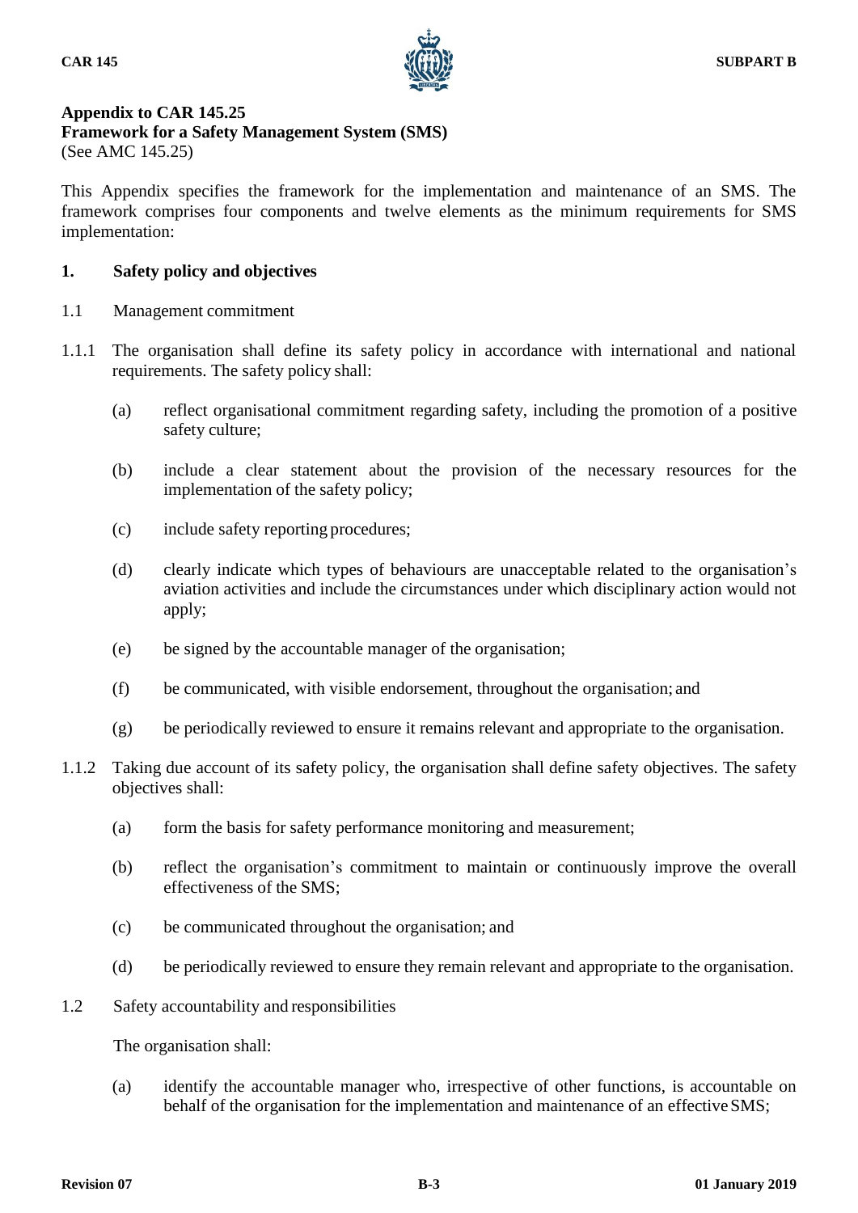**Appendix to CAR 145.25**
**Framework for a Safety Management System (SMS)**
(See AMC 145.25)

This Appendix specifies the framework for the implementation and maintenance of an SMS. The framework comprises four components and twelve elements as the minimum requirements for SMS implementation:

**1. Safety policy and objectives**

1.1 Management commitment

1.1.1 The organisation shall define its safety policy in accordance with international and national requirements. The safety policy shall:

(a) reflect organisational commitment regarding safety, including the promotion of a positive safety culture;

(b) include a clear statement about the provision of the necessary resources for the implementation of the safety policy;

(c) include safety reporting procedures;

(d) clearly indicate which types of behaviours are unacceptable related to the organisation's aviation activities and include the circumstances under which disciplinary action would not apply;

(e) be signed by the accountable manager of the organisation;

(f) be communicated, with visible endorsement, throughout the organisation; and

(g) be periodically reviewed to ensure it remains relevant and appropriate to the organisation.

1.1.2 Taking due account of its safety policy, the organisation shall define safety objectives. The safety objectives shall:

(a) form the basis for safety performance monitoring and measurement;

(b) reflect the organisation's commitment to maintain or continuously improve the overall effectiveness of the SMS;

(c) be communicated throughout the organisation; and

(d) be periodically reviewed to ensure they remain relevant and appropriate to the organisation.

1.2 Safety accountability and responsibilities

The organisation shall:

(a) identify the accountable manager who, irrespective of other functions, is accountable on behalf of the organisation for the implementation and maintenance of an effective SMS;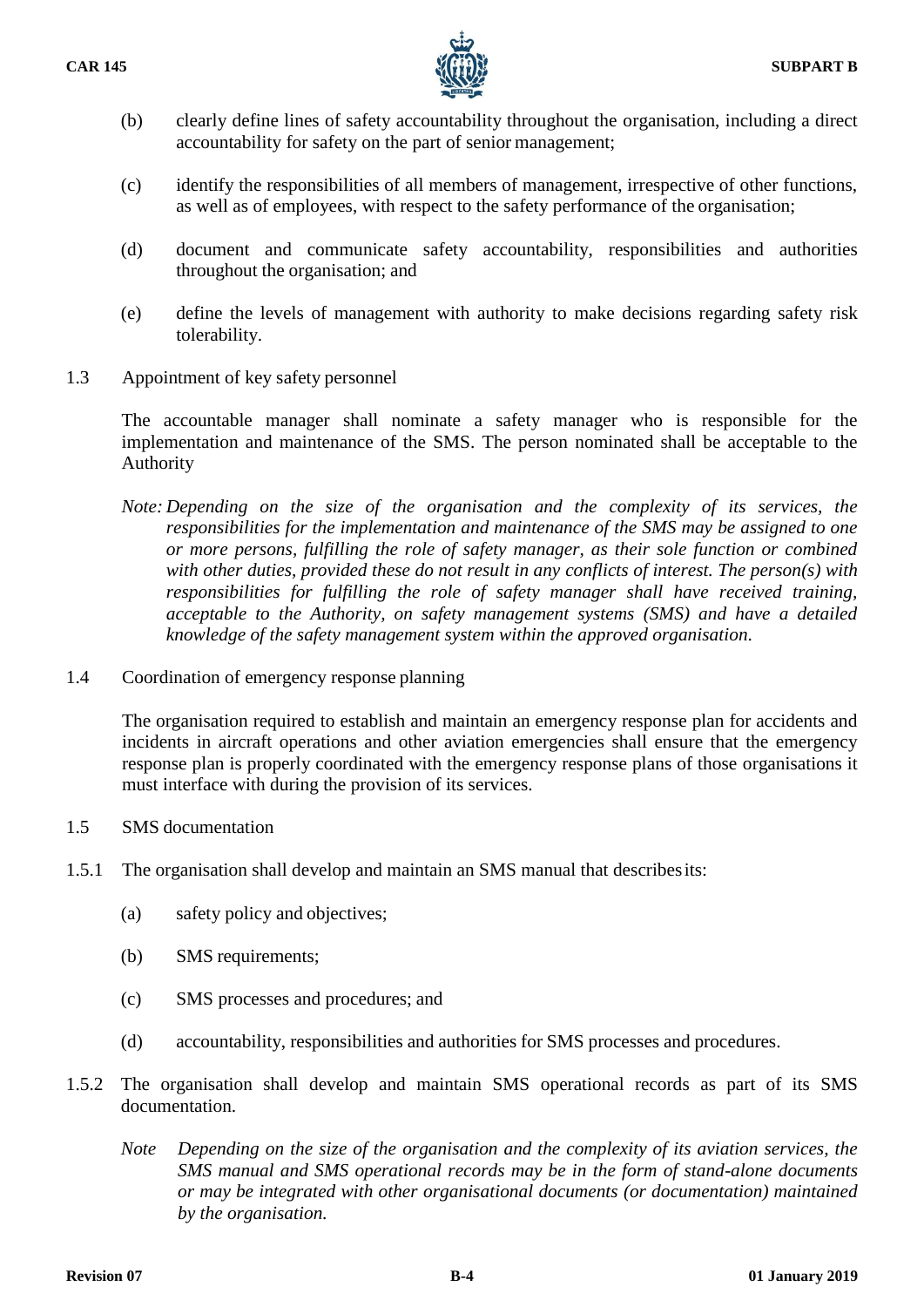(b) clearly define lines of safety accountability throughout the organisation, including a direct accountability for safety on the part of senior management;

(c) identify the responsibilities of all members of management, irrespective of other functions, as well as of employees, with respect to the safety performance of the organisation;

(d) document and communicate safety accountability, responsibilities and authorities throughout the organisation; and

(e) define the levels of management with authority to make decisions regarding safety risk tolerability.

1.3 Appointment of key safety personnel

The accountable manager shall nominate a safety manager who is responsible for the implementation and maintenance of the SMS. The person nominated shall be acceptable to the Authority

*Note: Depending on the size of the organisation and the complexity of its services, the responsibilities for the implementation and maintenance of the SMS may be assigned to one or more persons, fulfilling the role of safety manager, as their sole function or combined with other duties, provided these do not result in any conflicts of interest. The person(s) with responsibilities for fulfilling the role of safety manager shall have received training, acceptable to the Authority, on safety management systems (SMS) and have a detailed knowledge of the safety management system within the approved organisation.*

1.4 Coordination of emergency response planning

The organisation required to establish and maintain an emergency response plan for accidents and incidents in aircraft operations and other aviation emergencies shall ensure that the emergency response plan is properly coordinated with the emergency response plans of those organisations it must interface with during the provision of its services.

1.5 SMS documentation

1.5.1 The organisation shall develop and maintain an SMS manual that describes its:

(a) safety policy and objectives;

(b) SMS requirements;

(c) SMS processes and procedures; and

(d) accountability, responsibilities and authorities for SMS processes and procedures.

1.5.2 The organisation shall develop and maintain SMS operational records as part of its SMS documentation.

*Note Depending on the size of the organisation and the complexity of its aviation services, the SMS manual and SMS operational records may be in the form of stand-alone documents or may be integrated with other organisational documents (or documentation) maintained by the organisation.*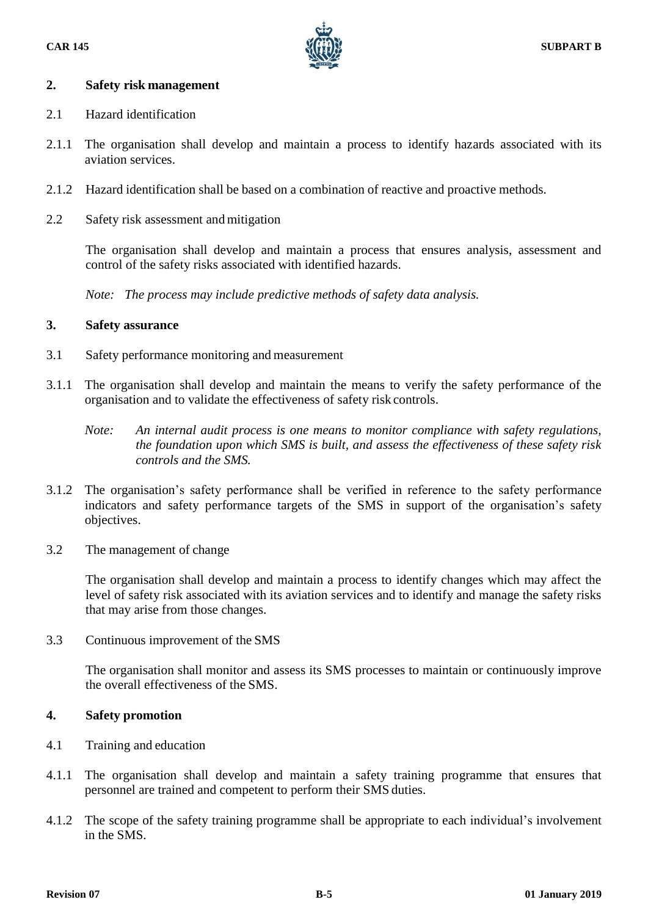## 2. Safety risk management

2.1 Hazard identification

2.1.1 The organisation shall develop and maintain a process to identify hazards associated with its aviation services.

2.1.2 Hazard identification shall be based on a combination of reactive and proactive methods.

2.2 Safety risk assessment and mitigation

The organisation shall develop and maintain a process that ensures analysis, assessment and control of the safety risks associated with identified hazards.

*Note: The process may include predictive methods of safety data analysis.*

## 3. Safety assurance

3.1 Safety performance monitoring and measurement

3.1.1 The organisation shall develop and maintain the means to verify the safety performance of the organisation and to validate the effectiveness of safety risk controls.

*Note: An internal audit process is one means to monitor compliance with safety regulations, the foundation upon which SMS is built, and assess the effectiveness of these safety risk controls and the SMS.*

3.1.2 The organisation's safety performance shall be verified in reference to the safety performance indicators and safety performance targets of the SMS in support of the organisation's safety objectives.

3.2 The management of change

The organisation shall develop and maintain a process to identify changes which may affect the level of safety risk associated with its aviation services and to identify and manage the safety risks that may arise from those changes.

3.3 Continuous improvement of the SMS

The organisation shall monitor and assess its SMS processes to maintain or continuously improve the overall effectiveness of the SMS.

## 4. Safety promotion

4.1 Training and education

4.1.1 The organisation shall develop and maintain a safety training programme that ensures that personnel are trained and competent to perform their SMS duties.

4.1.2 The scope of the safety training programme shall be appropriate to each individual's involvement in the SMS.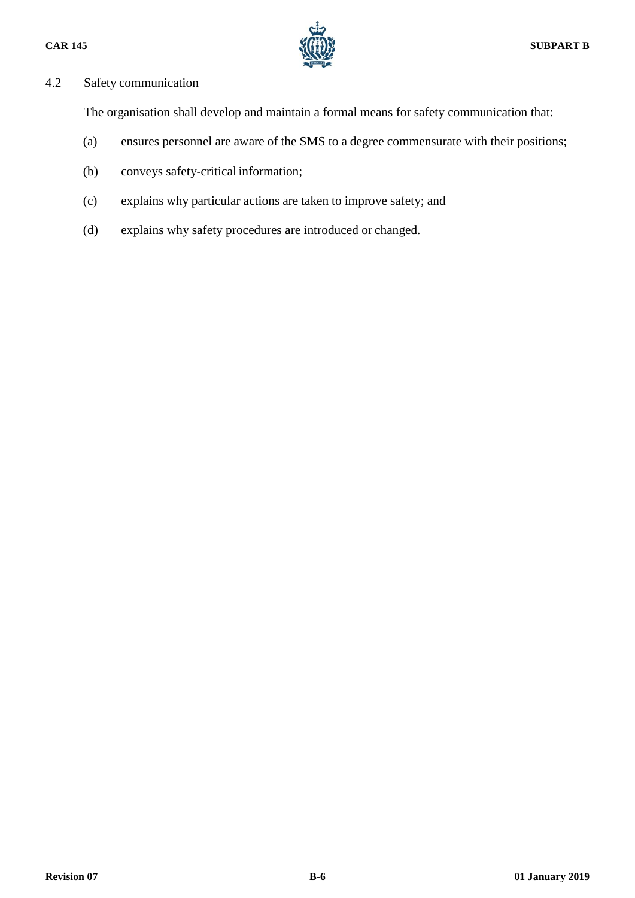### 4.2 Safety communication

The organisation shall develop and maintain a formal means for safety communication that:

(a) ensures personnel are aware of the SMS to a degree commensurate with their positions;

(b) conveys safety-critical information;

(c) explains why particular actions are taken to improve safety; and

(d) explains why safety procedures are introduced or changed.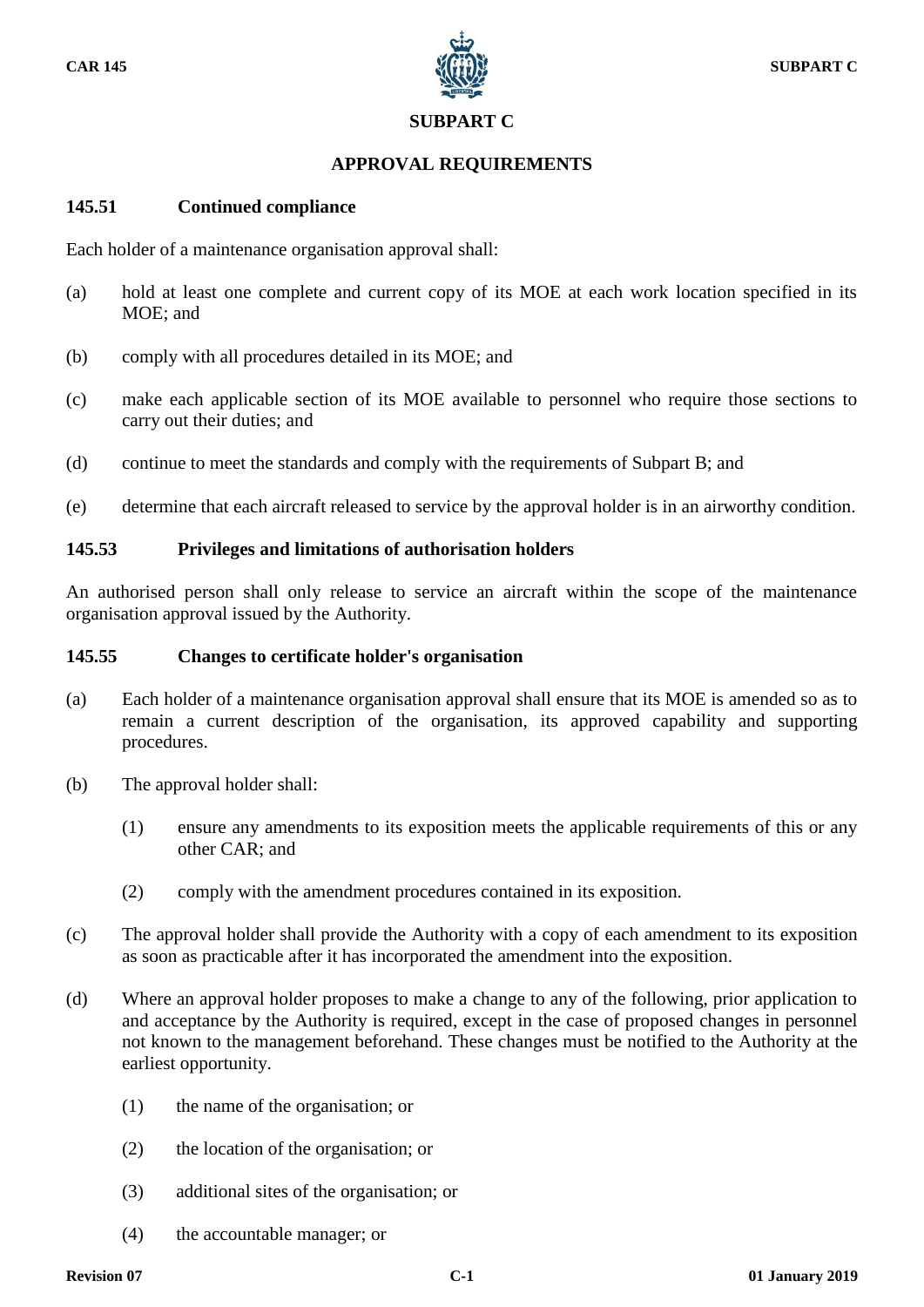# SUBPART C

## APPROVAL REQUIREMENTS

### 145.51 Continued compliance

Each holder of a maintenance organisation approval shall:

(a) hold at least one complete and current copy of its MOE at each work location specified in its MOE; and

(b) comply with all procedures detailed in its MOE; and

(c) make each applicable section of its MOE available to personnel who require those sections to carry out their duties; and

(d) continue to meet the standards and comply with the requirements of Subpart B; and

(e) determine that each aircraft released to service by the approval holder is in an airworthy condition.

### 145.53 Privileges and limitations of authorisation holders

An authorised person shall only release to service an aircraft within the scope of the maintenance organisation approval issued by the Authority.

### 145.55 Changes to certificate holder's organisation

(a) Each holder of a maintenance organisation approval shall ensure that its MOE is amended so as to remain a current description of the organisation, its approved capability and supporting procedures.

(b) The approval holder shall:

(1) ensure any amendments to its exposition meets the applicable requirements of this or any other CAR; and

(2) comply with the amendment procedures contained in its exposition.

(c) The approval holder shall provide the Authority with a copy of each amendment to its exposition as soon as practicable after it has incorporated the amendment into the exposition.

(d) Where an approval holder proposes to make a change to any of the following, prior application to and acceptance by the Authority is required, except in the case of proposed changes in personnel not known to the management beforehand. These changes must be notified to the Authority at the earliest opportunity.

(1) the name of the organisation; or

(2) the location of the organisation; or

(3) additional sites of the organisation; or

(4) the accountable manager; or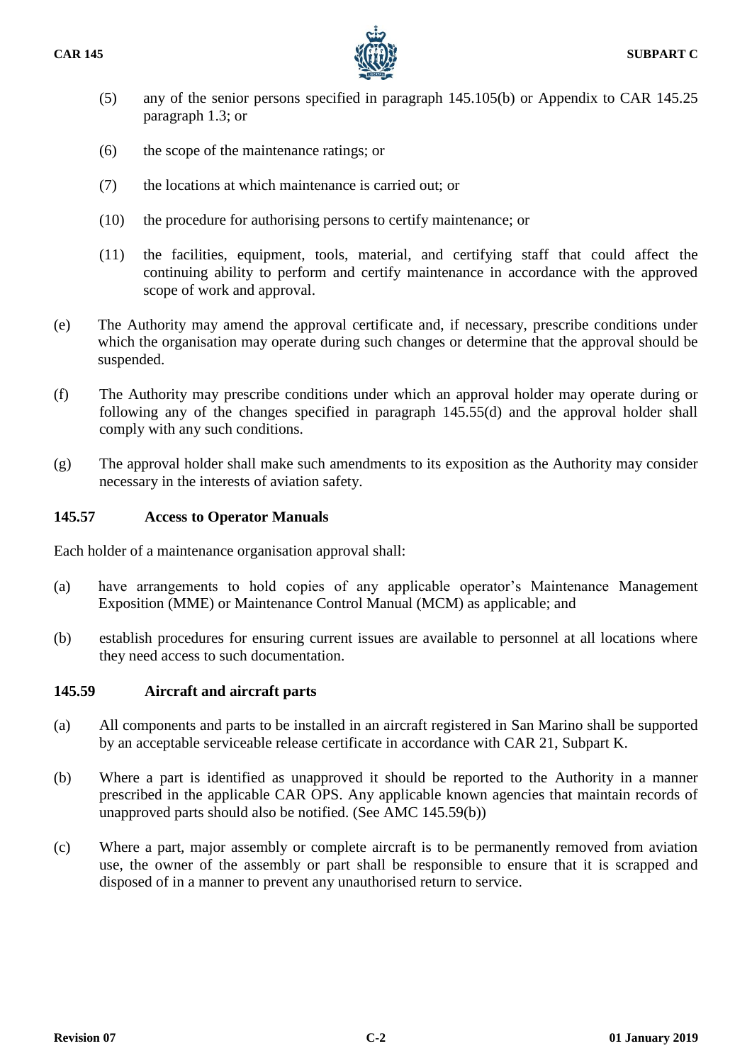(5) any of the senior persons specified in paragraph 145.105(b) or Appendix to CAR 145.25 paragraph 1.3; or

(6) the scope of the maintenance ratings; or

(7) the locations at which maintenance is carried out; or

(10) the procedure for authorising persons to certify maintenance; or

(11) the facilities, equipment, tools, material, and certifying staff that could affect the continuing ability to perform and certify maintenance in accordance with the approved scope of work and approval.

(e) The Authority may amend the approval certificate and, if necessary, prescribe conditions under which the organisation may operate during such changes or determine that the approval should be suspended.

(f) The Authority may prescribe conditions under which an approval holder may operate during or following any of the changes specified in paragraph 145.55(d) and the approval holder shall comply with any such conditions.

(g) The approval holder shall make such amendments to its exposition as the Authority may consider necessary in the interests of aviation safety.

### 145.57 Access to Operator Manuals

Each holder of a maintenance organisation approval shall:

(a) have arrangements to hold copies of any applicable operator's Maintenance Management Exposition (MME) or Maintenance Control Manual (MCM) as applicable; and

(b) establish procedures for ensuring current issues are available to personnel at all locations where they need access to such documentation.

### 145.59 Aircraft and aircraft parts

(a) All components and parts to be installed in an aircraft registered in San Marino shall be supported by an acceptable serviceable release certificate in accordance with CAR 21, Subpart K.

(b) Where a part is identified as unapproved it should be reported to the Authority in a manner prescribed in the applicable CAR OPS. Any applicable known agencies that maintain records of unapproved parts should also be notified. (See AMC 145.59(b))

(c) Where a part, major assembly or complete aircraft is to be permanently removed from aviation use, the owner of the assembly or part shall be responsible to ensure that it is scrapped and disposed of in a manner to prevent any unauthorised return to service.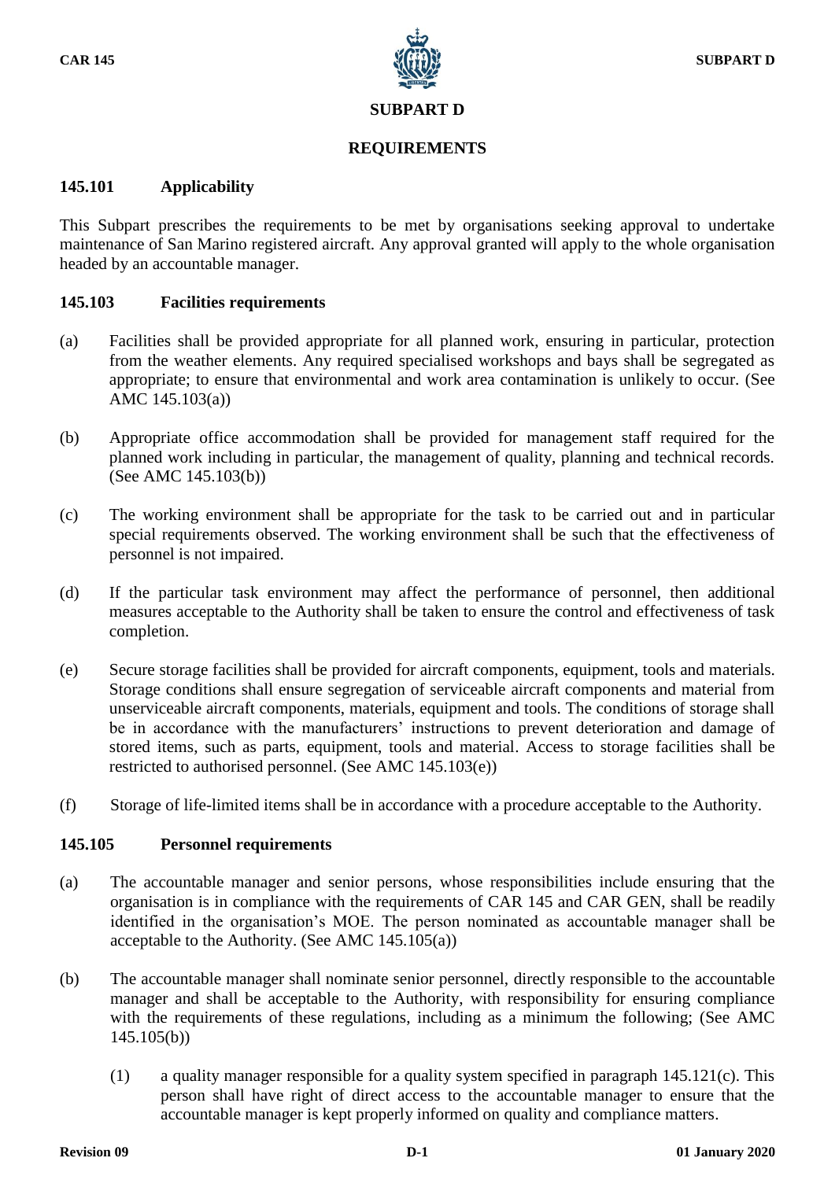# SUBPART D

## REQUIREMENTS

### 145.101 Applicability

This Subpart prescribes the requirements to be met by organisations seeking approval to undertake maintenance of San Marino registered aircraft. Any approval granted will apply to the whole organisation headed by an accountable manager.

### 145.103 Facilities requirements

(a) Facilities shall be provided appropriate for all planned work, ensuring in particular, protection from the weather elements. Any required specialised workshops and bays shall be segregated as appropriate; to ensure that environmental and work area contamination is unlikely to occur. (See AMC 145.103(a))

(b) Appropriate office accommodation shall be provided for management staff required for the planned work including in particular, the management of quality, planning and technical records. (See AMC 145.103(b))

(c) The working environment shall be appropriate for the task to be carried out and in particular special requirements observed. The working environment shall be such that the effectiveness of personnel is not impaired.

(d) If the particular task environment may affect the performance of personnel, then additional measures acceptable to the Authority shall be taken to ensure the control and effectiveness of task completion.

(e) Secure storage facilities shall be provided for aircraft components, equipment, tools and materials. Storage conditions shall ensure segregation of serviceable aircraft components and material from unserviceable aircraft components, materials, equipment and tools. The conditions of storage shall be in accordance with the manufacturers' instructions to prevent deterioration and damage of stored items, such as parts, equipment, tools and material. Access to storage facilities shall be restricted to authorised personnel. (See AMC 145.103(e))

(f) Storage of life-limited items shall be in accordance with a procedure acceptable to the Authority.

### 145.105 Personnel requirements

(a) The accountable manager and senior persons, whose responsibilities include ensuring that the organisation is in compliance with the requirements of CAR 145 and CAR GEN, shall be readily identified in the organisation's MOE. The person nominated as accountable manager shall be acceptable to the Authority. (See AMC 145.105(a))

(b) The accountable manager shall nominate senior personnel, directly responsible to the accountable manager and shall be acceptable to the Authority, with responsibility for ensuring compliance with the requirements of these regulations, including as a minimum the following; (See AMC 145.105(b))

   (1) a quality manager responsible for a quality system specified in paragraph 145.121(c). This person shall have right of direct access to the accountable manager to ensure that the accountable manager is kept properly informed on quality and compliance matters.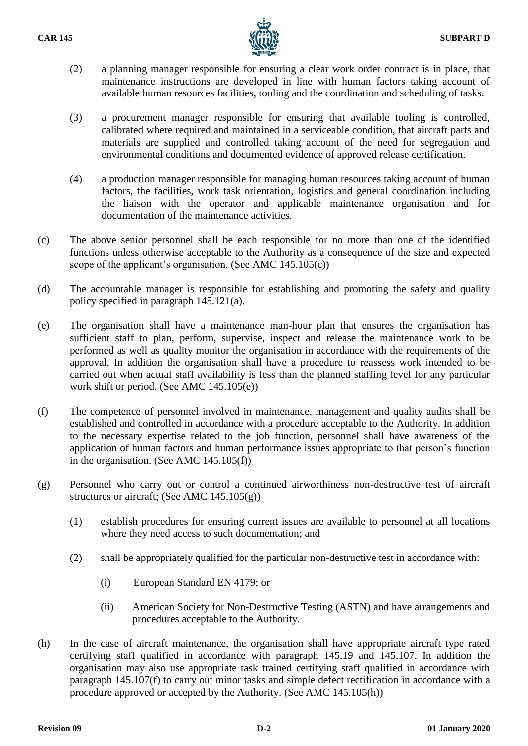(2) a planning manager responsible for ensuring a clear work order contract is in place, that maintenance instructions are developed in line with human factors taking account of available human resources facilities, tooling and the coordination and scheduling of tasks.

(3) a procurement manager responsible for ensuring that available tooling is controlled, calibrated where required and maintained in a serviceable condition, that aircraft parts and materials are supplied and controlled taking account of the need for segregation and environmental conditions and documented evidence of approved release certification.

(4) a production manager responsible for managing human resources taking account of human factors, the facilities, work task orientation, logistics and general coordination including the liaison with the operator and applicable maintenance organisation and for documentation of the maintenance activities.

(c) The above senior personnel shall be each responsible for no more than one of the identified functions unless otherwise acceptable to the Authority as a consequence of the size and expected scope of the applicant's organisation. (See AMC 145.105(c))

(d) The accountable manager is responsible for establishing and promoting the safety and quality policy specified in paragraph 145.121(a).

(e) The organisation shall have a maintenance man-hour plan that ensures the organisation has sufficient staff to plan, perform, supervise, inspect and release the maintenance work to be performed as well as quality monitor the organisation in accordance with the requirements of the approval. In addition the organisation shall have a procedure to reassess work intended to be carried out when actual staff availability is less than the planned staffing level for any particular work shift or period. (See AMC 145.105(e))

(f) The competence of personnel involved in maintenance, management and quality audits shall be established and controlled in accordance with a procedure acceptable to the Authority. In addition to the necessary expertise related to the job function, personnel shall have awareness of the application of human factors and human performance issues appropriate to that person's function in the organisation. (See AMC 145.105(f))

(g) Personnel who carry out or control a continued airworthiness non-destructive test of aircraft structures or aircraft; (See AMC 145.105(g))

(1) establish procedures for ensuring current issues are available to personnel at all locations where they need access to such documentation; and

(2) shall be appropriately qualified for the particular non-destructive test in accordance with:

(i) European Standard EN 4179; or

(ii) American Society for Non-Destructive Testing (ASTN) and have arrangements and procedures acceptable to the Authority.

(h) In the case of aircraft maintenance, the organisation shall have appropriate aircraft type rated certifying staff qualified in accordance with paragraph 145.19 and 145.107. In addition the organisation may also use appropriate task trained certifying staff qualified in accordance with paragraph 145.107(f) to carry out minor tasks and simple defect rectification in accordance with a procedure approved or accepted by the Authority. (See AMC 145.105(h))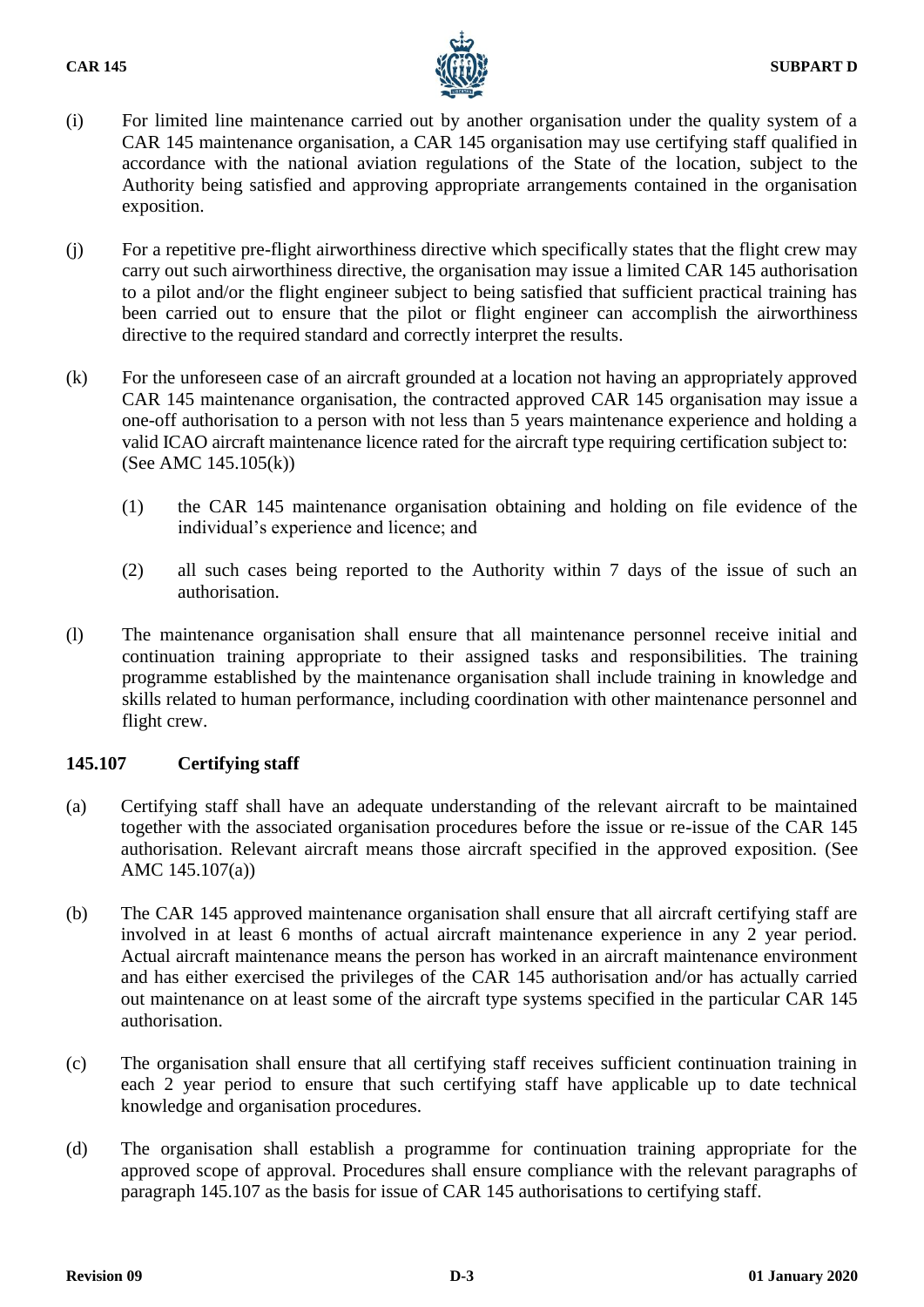(i) For limited line maintenance carried out by another organisation under the quality system of a CAR 145 maintenance organisation, a CAR 145 organisation may use certifying staff qualified in accordance with the national aviation regulations of the State of the location, subject to the Authority being satisfied and approving appropriate arrangements contained in the organisation exposition.

(j) For a repetitive pre-flight airworthiness directive which specifically states that the flight crew may carry out such airworthiness directive, the organisation may issue a limited CAR 145 authorisation to a pilot and/or the flight engineer subject to being satisfied that sufficient practical training has been carried out to ensure that the pilot or flight engineer can accomplish the airworthiness directive to the required standard and correctly interpret the results.

(k) For the unforeseen case of an aircraft grounded at a location not having an appropriately approved CAR 145 maintenance organisation, the contracted approved CAR 145 organisation may issue a one-off authorisation to a person with not less than 5 years maintenance experience and holding a valid ICAO aircraft maintenance licence rated for the aircraft type requiring certification subject to: (See AMC 145.105(k))

   (1) the CAR 145 maintenance organisation obtaining and holding on file evidence of the individual's experience and licence; and

   (2) all such cases being reported to the Authority within 7 days of the issue of such an authorisation.

(l) The maintenance organisation shall ensure that all maintenance personnel receive initial and continuation training appropriate to their assigned tasks and responsibilities. The training programme established by the maintenance organisation shall include training in knowledge and skills related to human performance, including coordination with other maintenance personnel and flight crew.

### 145.107 Certifying staff

(a) Certifying staff shall have an adequate understanding of the relevant aircraft to be maintained together with the associated organisation procedures before the issue or re-issue of the CAR 145 authorisation. Relevant aircraft means those aircraft specified in the approved exposition. (See AMC 145.107(a))

(b) The CAR 145 approved maintenance organisation shall ensure that all aircraft certifying staff are involved in at least 6 months of actual aircraft maintenance experience in any 2 year period. Actual aircraft maintenance means the person has worked in an aircraft maintenance environment and has either exercised the privileges of the CAR 145 authorisation and/or has actually carried out maintenance on at least some of the aircraft type systems specified in the particular CAR 145 authorisation.

(c) The organisation shall ensure that all certifying staff receives sufficient continuation training in each 2 year period to ensure that such certifying staff have applicable up to date technical knowledge and organisation procedures.

(d) The organisation shall establish a programme for continuation training appropriate for the approved scope of approval. Procedures shall ensure compliance with the relevant paragraphs of paragraph 145.107 as the basis for issue of CAR 145 authorisations to certifying staff.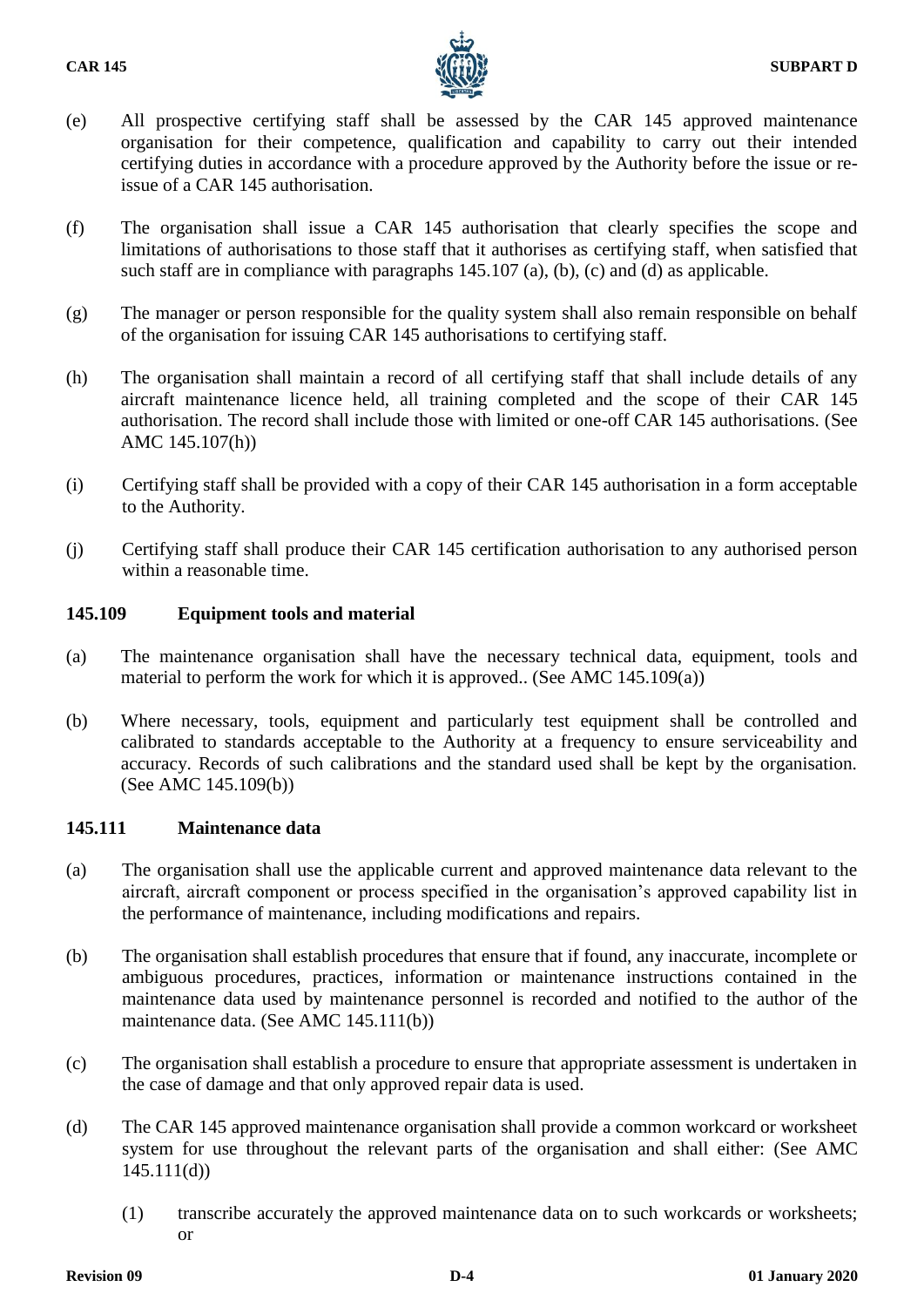(e) All prospective certifying staff shall be assessed by the CAR 145 approved maintenance organisation for their competence, qualification and capability to carry out their intended certifying duties in accordance with a procedure approved by the Authority before the issue or re-issue of a CAR 145 authorisation.

(f) The organisation shall issue a CAR 145 authorisation that clearly specifies the scope and limitations of authorisations to those staff that it authorises as certifying staff, when satisfied that such staff are in compliance with paragraphs 145.107 (a), (b), (c) and (d) as applicable.

(g) The manager or person responsible for the quality system shall also remain responsible on behalf of the organisation for issuing CAR 145 authorisations to certifying staff.

(h) The organisation shall maintain a record of all certifying staff that shall include details of any aircraft maintenance licence held, all training completed and the scope of their CAR 145 authorisation. The record shall include those with limited or one-off CAR 145 authorisations. (See AMC 145.107(h))

(i) Certifying staff shall be provided with a copy of their CAR 145 authorisation in a form acceptable to the Authority.

(j) Certifying staff shall produce their CAR 145 certification authorisation to any authorised person within a reasonable time.

### 145.109 Equipment tools and material

(a) The maintenance organisation shall have the necessary technical data, equipment, tools and material to perform the work for which it is approved.. (See AMC 145.109(a))

(b) Where necessary, tools, equipment and particularly test equipment shall be controlled and calibrated to standards acceptable to the Authority at a frequency to ensure serviceability and accuracy. Records of such calibrations and the standard used shall be kept by the organisation. (See AMC 145.109(b))

### 145.111 Maintenance data

(a) The organisation shall use the applicable current and approved maintenance data relevant to the aircraft, aircraft component or process specified in the organisation's approved capability list in the performance of maintenance, including modifications and repairs.

(b) The organisation shall establish procedures that ensure that if found, any inaccurate, incomplete or ambiguous procedures, practices, information or maintenance instructions contained in the maintenance data used by maintenance personnel is recorded and notified to the author of the maintenance data. (See AMC 145.111(b))

(c) The organisation shall establish a procedure to ensure that appropriate assessment is undertaken in the case of damage and that only approved repair data is used.

(d) The CAR 145 approved maintenance organisation shall provide a common workcard or worksheet system for use throughout the relevant parts of the organisation and shall either: (See AMC 145.111(d))

(1) transcribe accurately the approved maintenance data on to such workcards or worksheets; or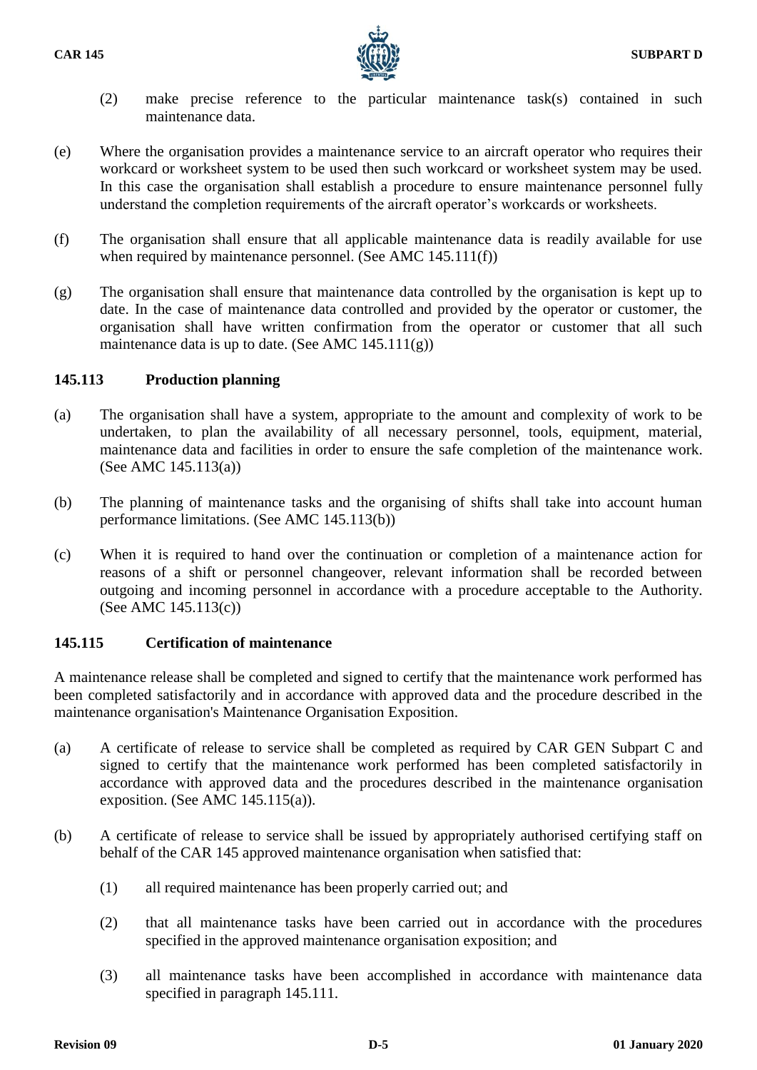(2) make precise reference to the particular maintenance task(s) contained in such maintenance data.

(e) Where the organisation provides a maintenance service to an aircraft operator who requires their workcard or worksheet system to be used then such workcard or worksheet system may be used. In this case the organisation shall establish a procedure to ensure maintenance personnel fully understand the completion requirements of the aircraft operator's workcards or worksheets.

(f) The organisation shall ensure that all applicable maintenance data is readily available for use when required by maintenance personnel. (See AMC 145.111(f))

(g) The organisation shall ensure that maintenance data controlled by the organisation is kept up to date. In the case of maintenance data controlled and provided by the operator or customer, the organisation shall have written confirmation from the operator or customer that all such maintenance data is up to date. (See AMC 145.111(g))

### 145.113 Production planning

(a) The organisation shall have a system, appropriate to the amount and complexity of work to be undertaken, to plan the availability of all necessary personnel, tools, equipment, material, maintenance data and facilities in order to ensure the safe completion of the maintenance work. (See AMC 145.113(a))

(b) The planning of maintenance tasks and the organising of shifts shall take into account human performance limitations. (See AMC 145.113(b))

(c) When it is required to hand over the continuation or completion of a maintenance action for reasons of a shift or personnel changeover, relevant information shall be recorded between outgoing and incoming personnel in accordance with a procedure acceptable to the Authority. (See AMC 145.113(c))

### 145.115 Certification of maintenance

A maintenance release shall be completed and signed to certify that the maintenance work performed has been completed satisfactorily and in accordance with approved data and the procedure described in the maintenance organisation's Maintenance Organisation Exposition.

(a) A certificate of release to service shall be completed as required by CAR GEN Subpart C and signed to certify that the maintenance work performed has been completed satisfactorily in accordance with approved data and the procedures described in the maintenance organisation exposition. (See AMC 145.115(a)).

(b) A certificate of release to service shall be issued by appropriately authorised certifying staff on behalf of the CAR 145 approved maintenance organisation when satisfied that:

(1) all required maintenance has been properly carried out; and

(2) that all maintenance tasks have been carried out in accordance with the procedures specified in the approved maintenance organisation exposition; and

(3) all maintenance tasks have been accomplished in accordance with maintenance data specified in paragraph 145.111.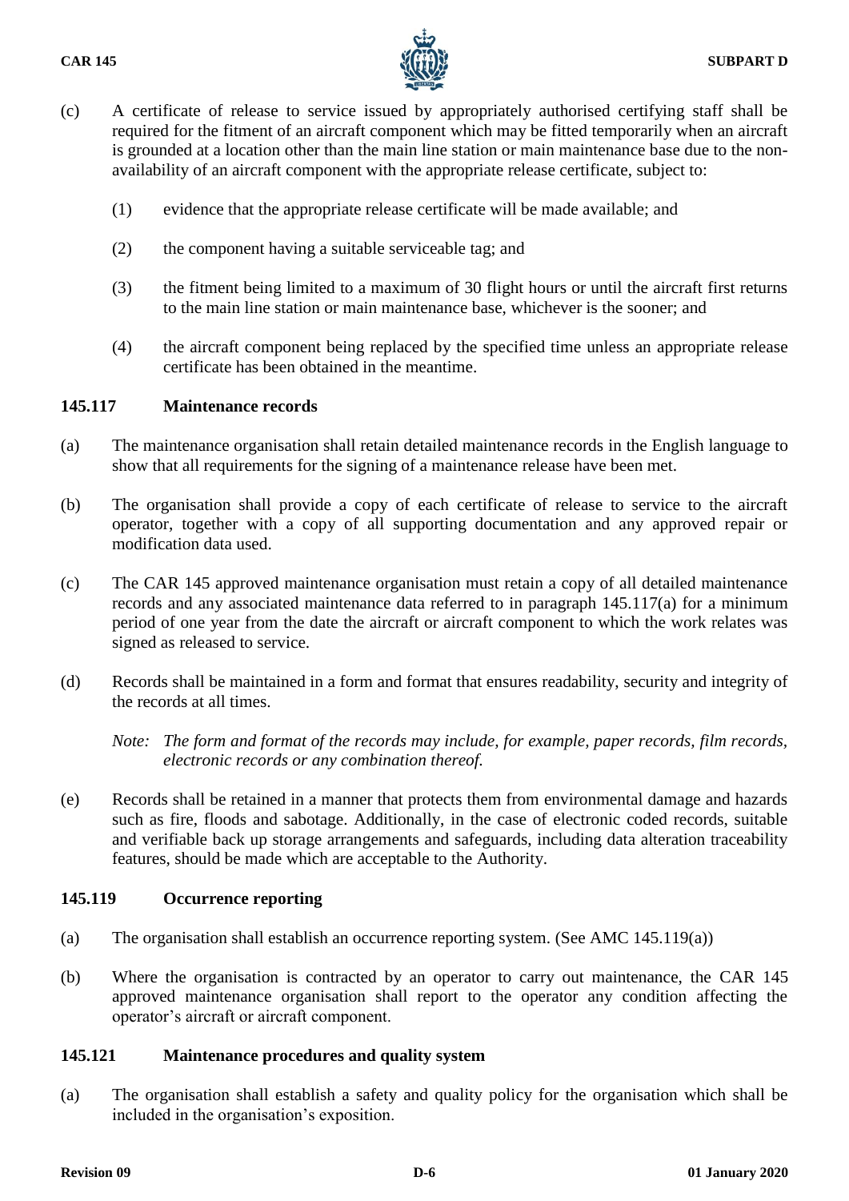(c) A certificate of release to service issued by appropriately authorised certifying staff shall be required for the fitment of an aircraft component which may be fitted temporarily when an aircraft is grounded at a location other than the main line station or main maintenance base due to the non-availability of an aircraft component with the appropriate release certificate, subject to:

   (1) evidence that the appropriate release certificate will be made available; and

   (2) the component having a suitable serviceable tag; and

   (3) the fitment being limited to a maximum of 30 flight hours or until the aircraft first returns to the main line station or main maintenance base, whichever is the sooner; and

   (4) the aircraft component being replaced by the specified time unless an appropriate release certificate has been obtained in the meantime.

### 145.117 Maintenance records

(a) The maintenance organisation shall retain detailed maintenance records in the English language to show that all requirements for the signing of a maintenance release have been met.

(b) The organisation shall provide a copy of each certificate of release to service to the aircraft operator, together with a copy of all supporting documentation and any approved repair or modification data used.

(c) The CAR 145 approved maintenance organisation must retain a copy of all detailed maintenance records and any associated maintenance data referred to in paragraph 145.117(a) for a minimum period of one year from the date the aircraft or aircraft component to which the work relates was signed as released to service.

(d) Records shall be maintained in a form and format that ensures readability, security and integrity of the records at all times.

   *Note: The form and format of the records may include, for example, paper records, film records, electronic records or any combination thereof.*

(e) Records shall be retained in a manner that protects them from environmental damage and hazards such as fire, floods and sabotage. Additionally, in the case of electronic coded records, suitable and verifiable back up storage arrangements and safeguards, including data alteration traceability features, should be made which are acceptable to the Authority.

### 145.119 Occurrence reporting

(a) The organisation shall establish an occurrence reporting system. (See AMC 145.119(a))

(b) Where the organisation is contracted by an operator to carry out maintenance, the CAR 145 approved maintenance organisation shall report to the operator any condition affecting the operator's aircraft or aircraft component.

### 145.121 Maintenance procedures and quality system

(a) The organisation shall establish a safety and quality policy for the organisation which shall be included in the organisation's exposition.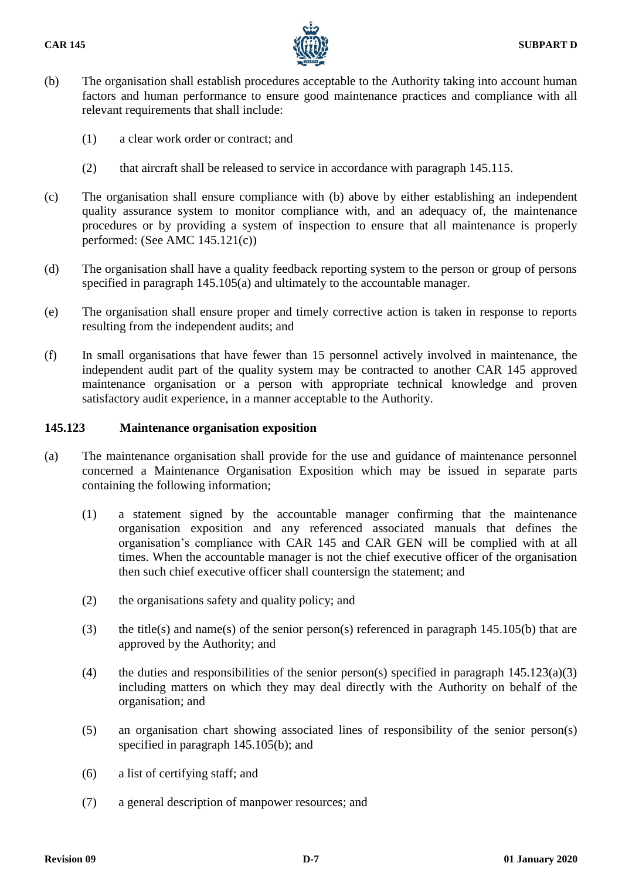(b) The organisation shall establish procedures acceptable to the Authority taking into account human factors and human performance to ensure good maintenance practices and compliance with all relevant requirements that shall include:

  (1) a clear work order or contract; and

  (2) that aircraft shall be released to service in accordance with paragraph 145.115.

(c) The organisation shall ensure compliance with (b) above by either establishing an independent quality assurance system to monitor compliance with, and an adequacy of, the maintenance procedures or by providing a system of inspection to ensure that all maintenance is properly performed: (See AMC 145.121(c))

(d) The organisation shall have a quality feedback reporting system to the person or group of persons specified in paragraph 145.105(a) and ultimately to the accountable manager.

(e) The organisation shall ensure proper and timely corrective action is taken in response to reports resulting from the independent audits; and

(f) In small organisations that have fewer than 15 personnel actively involved in maintenance, the independent audit part of the quality system may be contracted to another CAR 145 approved maintenance organisation or a person with appropriate technical knowledge and proven satisfactory audit experience, in a manner acceptable to the Authority.

### 145.123 Maintenance organisation exposition

(a) The maintenance organisation shall provide for the use and guidance of maintenance personnel concerned a Maintenance Organisation Exposition which may be issued in separate parts containing the following information;

  (1) a statement signed by the accountable manager confirming that the maintenance organisation exposition and any referenced associated manuals that defines the organisation's compliance with CAR 145 and CAR GEN will be complied with at all times. When the accountable manager is not the chief executive officer of the organisation then such chief executive officer shall countersign the statement; and

  (2) the organisations safety and quality policy; and

  (3) the title(s) and name(s) of the senior person(s) referenced in paragraph 145.105(b) that are approved by the Authority; and

  (4) the duties and responsibilities of the senior person(s) specified in paragraph 145.123(a)(3) including matters on which they may deal directly with the Authority on behalf of the organisation; and

  (5) an organisation chart showing associated lines of responsibility of the senior person(s) specified in paragraph 145.105(b); and

  (6) a list of certifying staff; and

  (7) a general description of manpower resources; and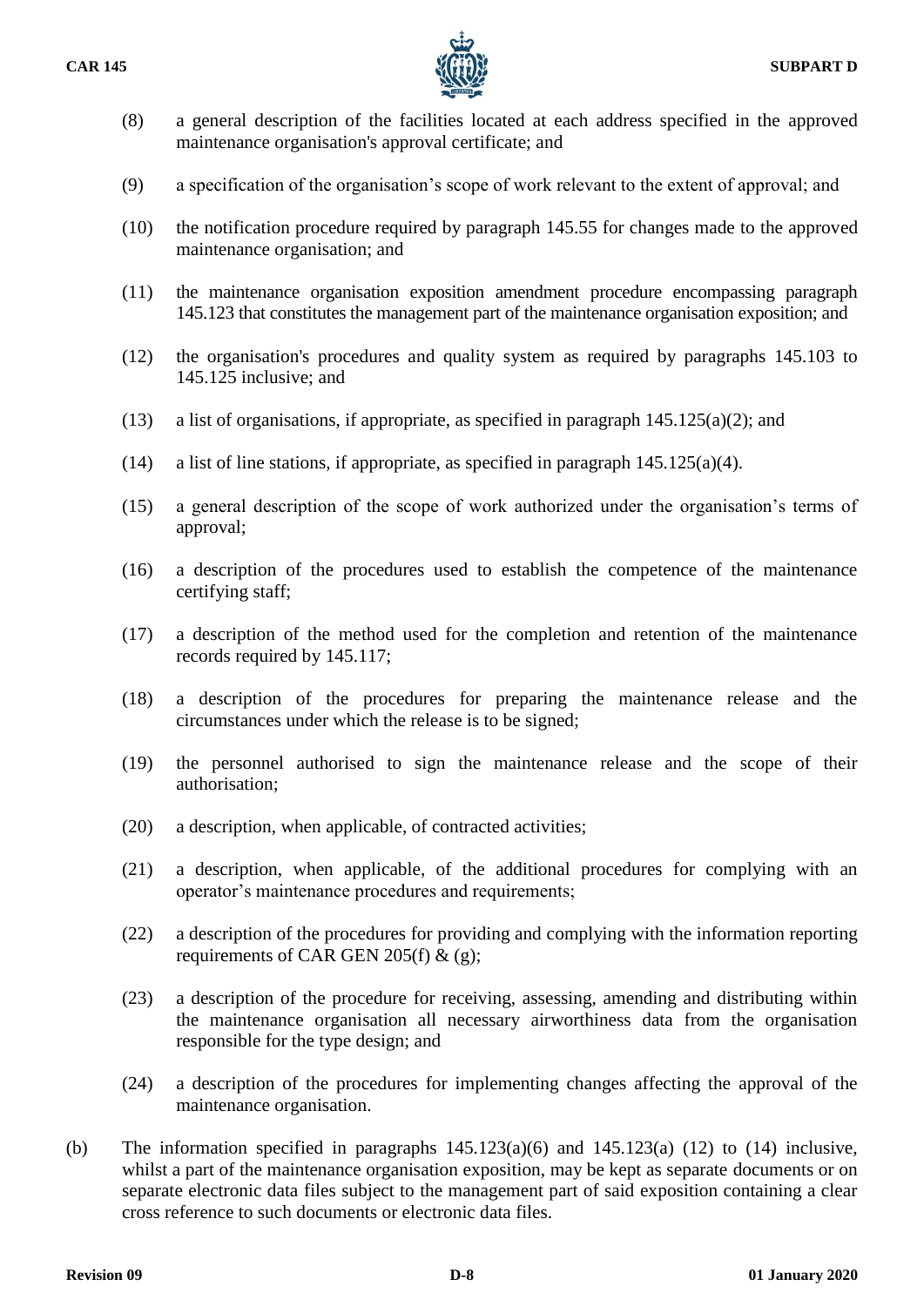(8) a general description of the facilities located at each address specified in the approved maintenance organisation's approval certificate; and

(9) a specification of the organisation's scope of work relevant to the extent of approval; and

(10) the notification procedure required by paragraph 145.55 for changes made to the approved maintenance organisation; and

(11) the maintenance organisation exposition amendment procedure encompassing paragraph 145.123 that constitutes the management part of the maintenance organisation exposition; and

(12) the organisation's procedures and quality system as required by paragraphs 145.103 to 145.125 inclusive; and

(13) a list of organisations, if appropriate, as specified in paragraph 145.125(a)(2); and

(14) a list of line stations, if appropriate, as specified in paragraph 145.125(a)(4).

(15) a general description of the scope of work authorized under the organisation's terms of approval;

(16) a description of the procedures used to establish the competence of the maintenance certifying staff;

(17) a description of the method used for the completion and retention of the maintenance records required by 145.117;

(18) a description of the procedures for preparing the maintenance release and the circumstances under which the release is to be signed;

(19) the personnel authorised to sign the maintenance release and the scope of their authorisation;

(20) a description, when applicable, of contracted activities;

(21) a description, when applicable, of the additional procedures for complying with an operator's maintenance procedures and requirements;

(22) a description of the procedures for providing and complying with the information reporting requirements of CAR GEN 205(f) & (g);

(23) a description of the procedure for receiving, assessing, amending and distributing within the maintenance organisation all necessary airworthiness data from the organisation responsible for the type design; and

(24) a description of the procedures for implementing changes affecting the approval of the maintenance organisation.

(b) The information specified in paragraphs 145.123(a)(6) and 145.123(a) (12) to (14) inclusive, whilst a part of the maintenance organisation exposition, may be kept as separate documents or on separate electronic data files subject to the management part of said exposition containing a clear cross reference to such documents or electronic data files.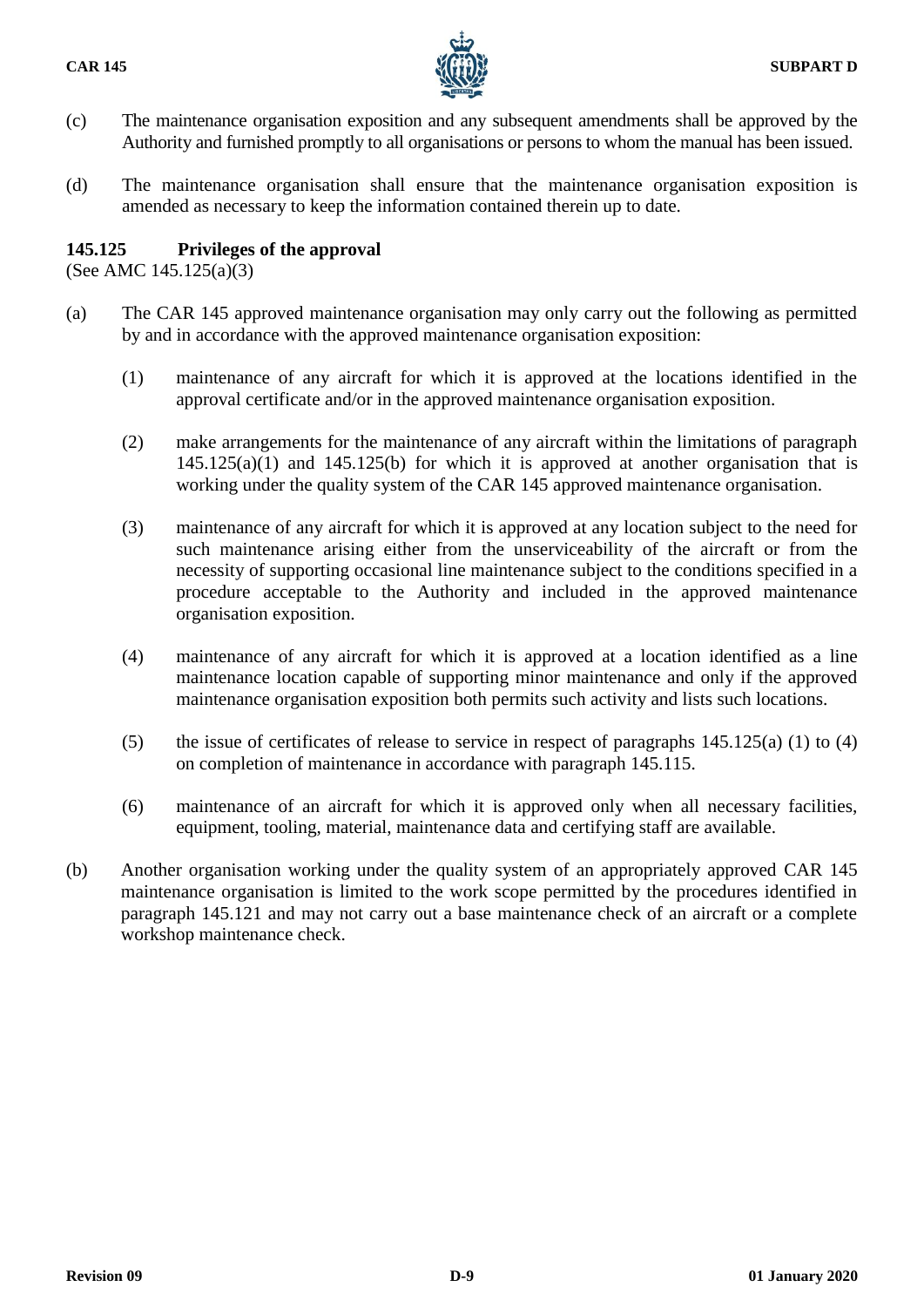(c) The maintenance organisation exposition and any subsequent amendments shall be approved by the Authority and furnished promptly to all organisations or persons to whom the manual has been issued.

(d) The maintenance organisation shall ensure that the maintenance organisation exposition is amended as necessary to keep the information contained therein up to date.

**145.125 Privileges of the approval**

(See AMC 145.125(a)(3)

(a) The CAR 145 approved maintenance organisation may only carry out the following as permitted by and in accordance with the approved maintenance organisation exposition:

  (1) maintenance of any aircraft for which it is approved at the locations identified in the approval certificate and/or in the approved maintenance organisation exposition.

  (2) make arrangements for the maintenance of any aircraft within the limitations of paragraph 145.125(a)(1) and 145.125(b) for which it is approved at another organisation that is working under the quality system of the CAR 145 approved maintenance organisation.

  (3) maintenance of any aircraft for which it is approved at any location subject to the need for such maintenance arising either from the unserviceability of the aircraft or from the necessity of supporting occasional line maintenance subject to the conditions specified in a procedure acceptable to the Authority and included in the approved maintenance organisation exposition.

  (4) maintenance of any aircraft for which it is approved at a location identified as a line maintenance location capable of supporting minor maintenance and only if the approved maintenance organisation exposition both permits such activity and lists such locations.

  (5) the issue of certificates of release to service in respect of paragraphs 145.125(a) (1) to (4) on completion of maintenance in accordance with paragraph 145.115.

  (6) maintenance of an aircraft for which it is approved only when all necessary facilities, equipment, tooling, material, maintenance data and certifying staff are available.

(b) Another organisation working under the quality system of an appropriately approved CAR 145 maintenance organisation is limited to the work scope permitted by the procedures identified in paragraph 145.121 and may not carry out a base maintenance check of an aircraft or a complete workshop maintenance check.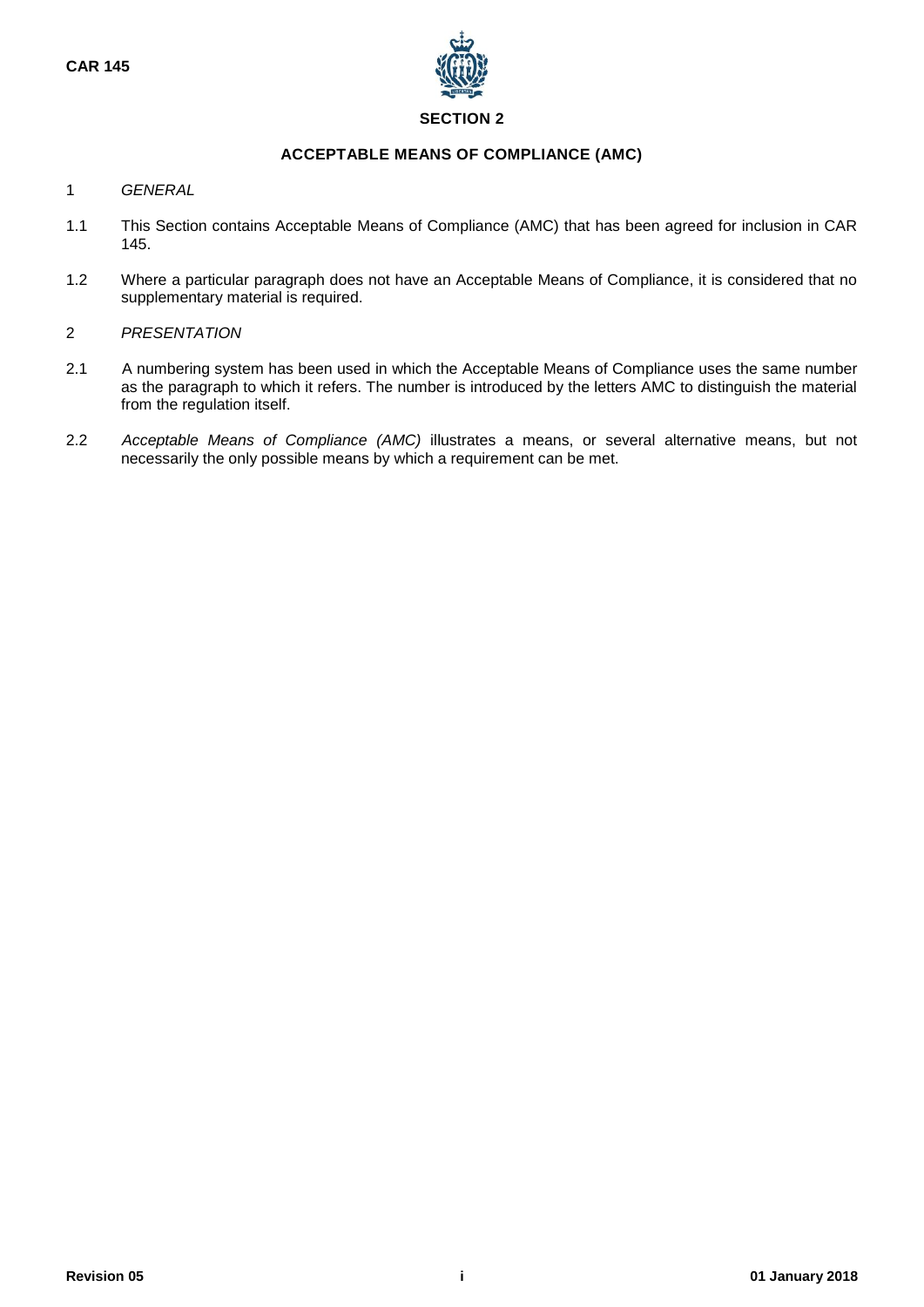# SECTION 2

## ACCEPTABLE MEANS OF COMPLIANCE (AMC)

1 *GENERAL*

1.1 This Section contains Acceptable Means of Compliance (AMC) that has been agreed for inclusion in CAR 145.

1.2 Where a particular paragraph does not have an Acceptable Means of Compliance, it is considered that no supplementary material is required.

2 *PRESENTATION*

2.1 A numbering system has been used in which the Acceptable Means of Compliance uses the same number as the paragraph to which it refers. The number is introduced by the letters AMC to distinguish the material from the regulation itself.

2.2 *Acceptable Means of Compliance (AMC)* illustrates a means, or several alternative means, but not necessarily the only possible means by which a requirement can be met.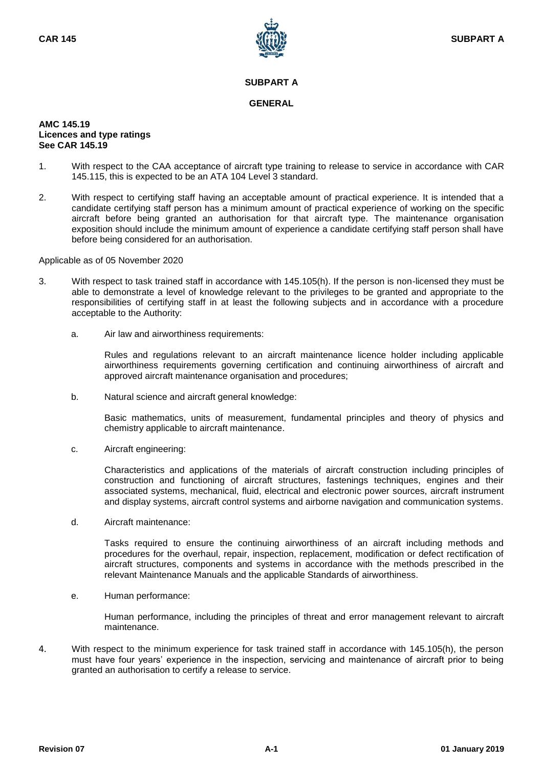# SUBPART A

## GENERAL

**AMC 145.19**
**Licences and type ratings**
**See CAR 145.19**

1. With respect to the CAA acceptance of aircraft type training to release to service in accordance with CAR 145.115, this is expected to be an ATA 104 Level 3 standard.

2. With respect to certifying staff having an acceptable amount of practical experience. It is intended that a candidate certifying staff person has a minimum amount of practical experience of working on the specific aircraft before being granted an authorisation for that aircraft type. The maintenance organisation exposition should include the minimum amount of experience a candidate certifying staff person shall have before being considered for an authorisation.

Applicable as of 05 November 2020

3. With respect to task trained staff in accordance with 145.105(h). If the person is non-licensed they must be able to demonstrate a level of knowledge relevant to the privileges to be granted and appropriate to the responsibilities of certifying staff in at least the following subjects and in accordance with a procedure acceptable to the Authority:

   a. Air law and airworthiness requirements:

      Rules and regulations relevant to an aircraft maintenance licence holder including applicable airworthiness requirements governing certification and continuing airworthiness of aircraft and approved aircraft maintenance organisation and procedures;

   b. Natural science and aircraft general knowledge:

      Basic mathematics, units of measurement, fundamental principles and theory of physics and chemistry applicable to aircraft maintenance.

   c. Aircraft engineering:

      Characteristics and applications of the materials of aircraft construction including principles of construction and functioning of aircraft structures, fastenings techniques, engines and their associated systems, mechanical, fluid, electrical and electronic power sources, aircraft instrument and display systems, aircraft control systems and airborne navigation and communication systems.

   d. Aircraft maintenance:

      Tasks required to ensure the continuing airworthiness of an aircraft including methods and procedures for the overhaul, repair, inspection, replacement, modification or defect rectification of aircraft structures, components and systems in accordance with the methods prescribed in the relevant Maintenance Manuals and the applicable Standards of airworthiness.

   e. Human performance:

      Human performance, including the principles of threat and error management relevant to aircraft maintenance.

4. With respect to the minimum experience for task trained staff in accordance with 145.105(h), the person must have four years' experience in the inspection, servicing and maintenance of aircraft prior to being granted an authorisation to certify a release to service.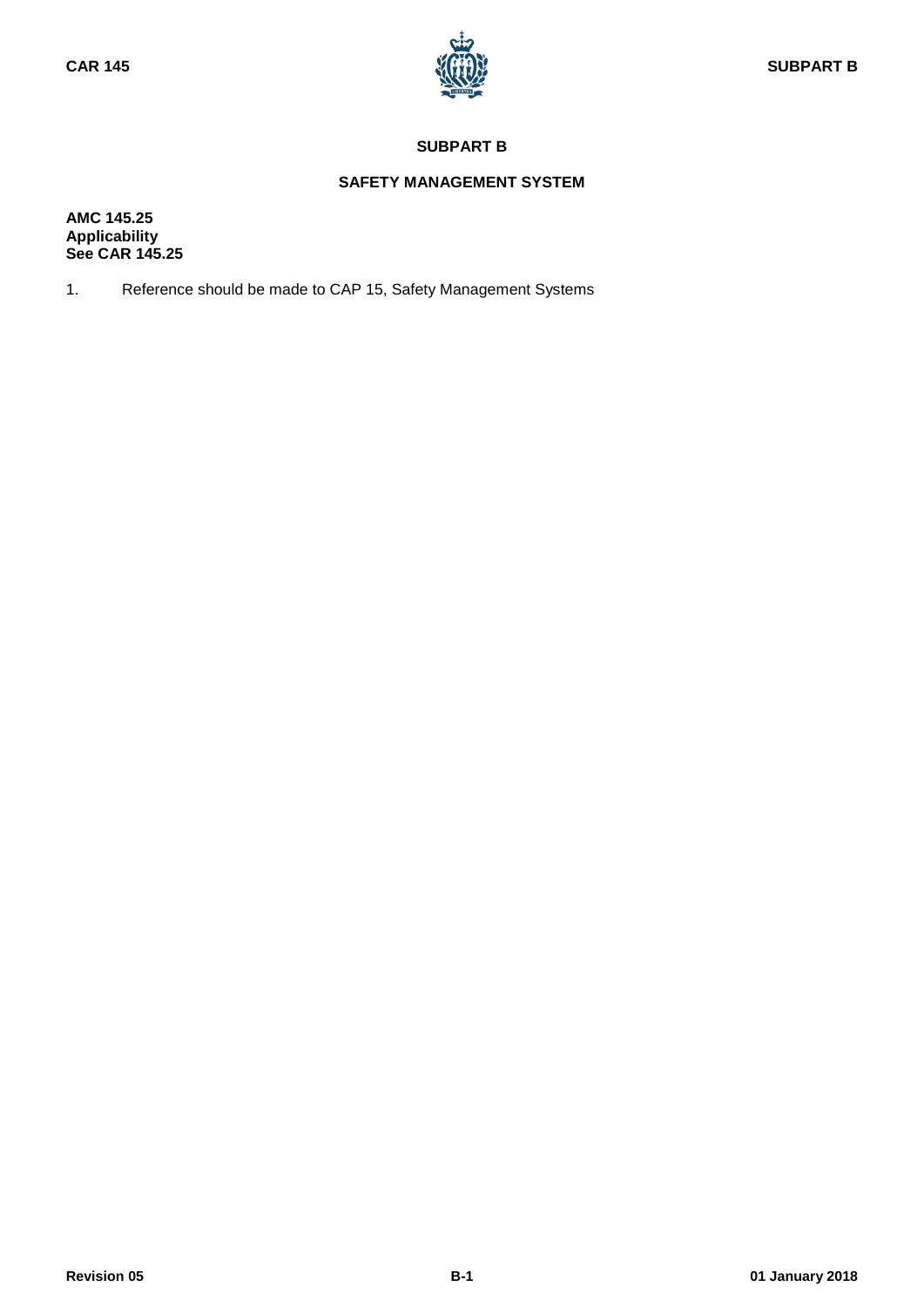# SUBPART B

## SAFETY MANAGEMENT SYSTEM

**AMC 145.25**
**Applicability**
**See CAR 145.25**

1. Reference should be made to CAP 15, Safety Management Systems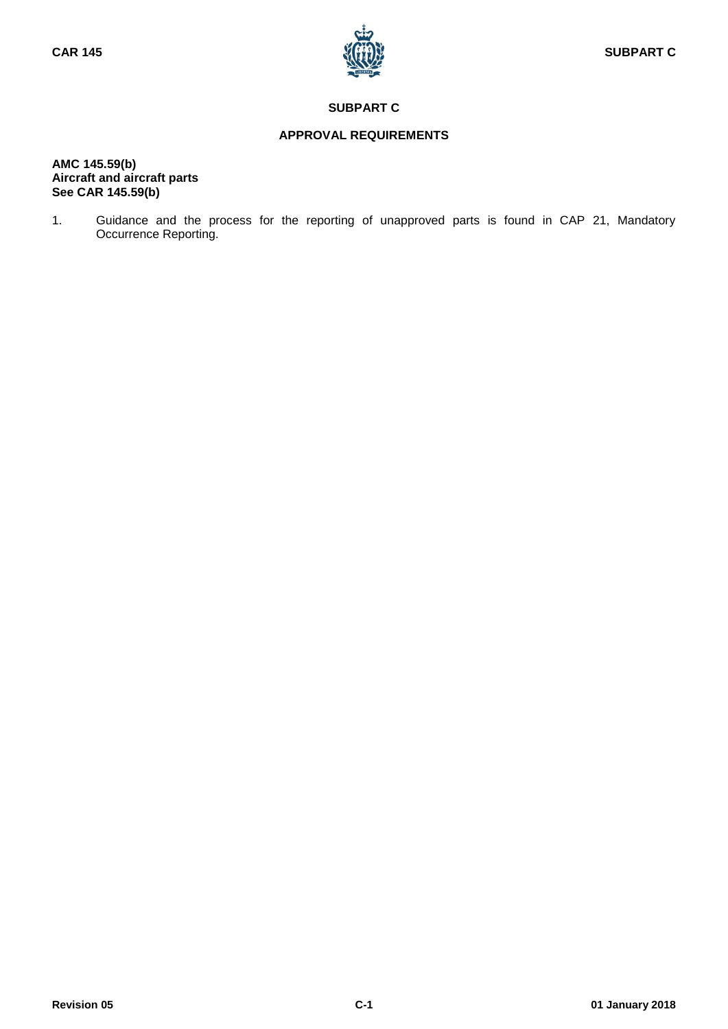# SUBPART C

## APPROVAL REQUIREMENTS

**AMC 145.59(b)**
**Aircraft and aircraft parts**
**See CAR 145.59(b)**

1. Guidance and the process for the reporting of unapproved parts is found in CAP 21, Mandatory Occurrence Reporting.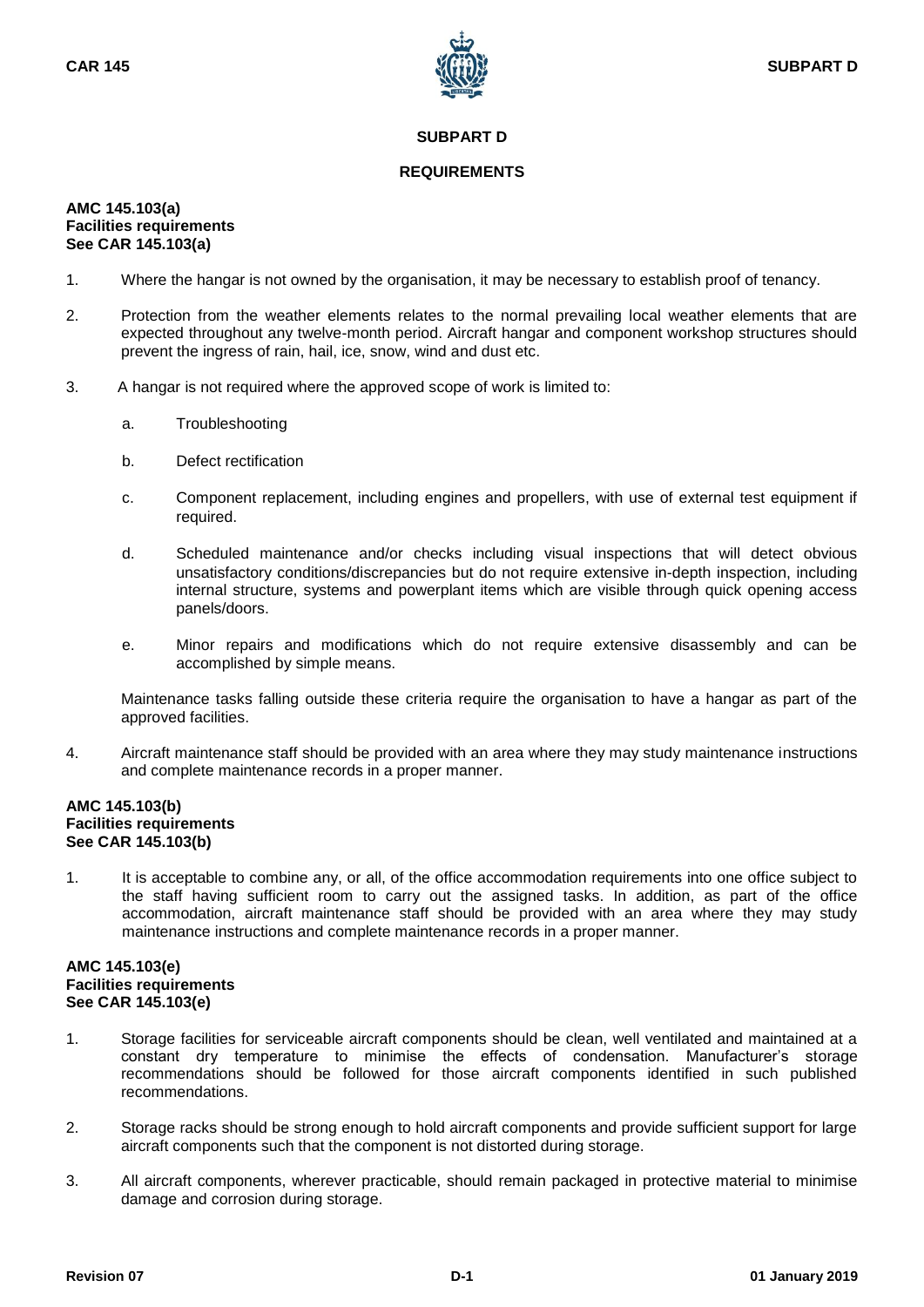# SUBPART D

## REQUIREMENTS

**AMC 145.103(a)**
**Facilities requirements**
**See CAR 145.103(a)**

1. Where the hangar is not owned by the organisation, it may be necessary to establish proof of tenancy.

2. Protection from the weather elements relates to the normal prevailing local weather elements that are expected throughout any twelve-month period. Aircraft hangar and component workshop structures should prevent the ingress of rain, hail, ice, snow, wind and dust etc.

3. A hangar is not required where the approved scope of work is limited to:

   a. Troubleshooting

   b. Defect rectification

   c. Component replacement, including engines and propellers, with use of external test equipment if required.

   d. Scheduled maintenance and/or checks including visual inspections that will detect obvious unsatisfactory conditions/discrepancies but do not require extensive in-depth inspection, including internal structure, systems and powerplant items which are visible through quick opening access panels/doors.

   e. Minor repairs and modifications which do not require extensive disassembly and can be accomplished by simple means.

   Maintenance tasks falling outside these criteria require the organisation to have a hangar as part of the approved facilities.

4. Aircraft maintenance staff should be provided with an area where they may study maintenance instructions and complete maintenance records in a proper manner.

**AMC 145.103(b)**
**Facilities requirements**
**See CAR 145.103(b)**

1. It is acceptable to combine any, or all, of the office accommodation requirements into one office subject to the staff having sufficient room to carry out the assigned tasks. In addition, as part of the office accommodation, aircraft maintenance staff should be provided with an area where they may study maintenance instructions and complete maintenance records in a proper manner.

**AMC 145.103(e)**
**Facilities requirements**
**See CAR 145.103(e)**

1. Storage facilities for serviceable aircraft components should be clean, well ventilated and maintained at a constant dry temperature to minimise the effects of condensation. Manufacturer's storage recommendations should be followed for those aircraft components identified in such published recommendations.

2. Storage racks should be strong enough to hold aircraft components and provide sufficient support for large aircraft components such that the component is not distorted during storage.

3. All aircraft components, wherever practicable, should remain packaged in protective material to minimise damage and corrosion during storage.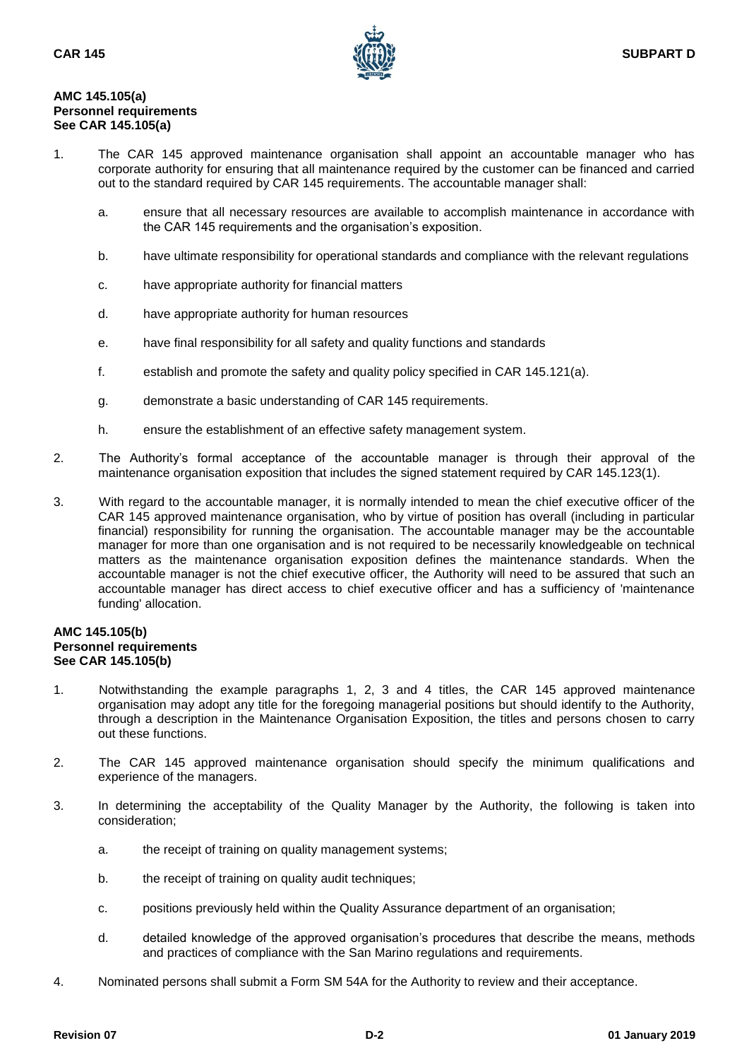**AMC 145.105(a)**
**Personnel requirements**
**See CAR 145.105(a)**

1. The CAR 145 approved maintenance organisation shall appoint an accountable manager who has corporate authority for ensuring that all maintenance required by the customer can be financed and carried out to the standard required by CAR 145 requirements. The accountable manager shall:

   a. ensure that all necessary resources are available to accomplish maintenance in accordance with the CAR 145 requirements and the organisation's exposition.

   b. have ultimate responsibility for operational standards and compliance with the relevant regulations

   c. have appropriate authority for financial matters

   d. have appropriate authority for human resources

   e. have final responsibility for all safety and quality functions and standards

   f. establish and promote the safety and quality policy specified in CAR 145.121(a).

   g. demonstrate a basic understanding of CAR 145 requirements.

   h. ensure the establishment of an effective safety management system.

2. The Authority's formal acceptance of the accountable manager is through their approval of the maintenance organisation exposition that includes the signed statement required by CAR 145.123(1).

3. With regard to the accountable manager, it is normally intended to mean the chief executive officer of the CAR 145 approved maintenance organisation, who by virtue of position has overall (including in particular financial) responsibility for running the organisation. The accountable manager may be the accountable manager for more than one organisation and is not required to be necessarily knowledgeable on technical matters as the maintenance organisation exposition defines the maintenance standards. When the accountable manager is not the chief executive officer, the Authority will need to be assured that such an accountable manager has direct access to chief executive officer and has a sufficiency of 'maintenance funding' allocation.

**AMC 145.105(b)**
**Personnel requirements**
**See CAR 145.105(b)**

1. Notwithstanding the example paragraphs 1, 2, 3 and 4 titles, the CAR 145 approved maintenance organisation may adopt any title for the foregoing managerial positions but should identify to the Authority, through a description in the Maintenance Organisation Exposition, the titles and persons chosen to carry out these functions.

2. The CAR 145 approved maintenance organisation should specify the minimum qualifications and experience of the managers.

3. In determining the acceptability of the Quality Manager by the Authority, the following is taken into consideration;

   a. the receipt of training on quality management systems;

   b. the receipt of training on quality audit techniques;

   c. positions previously held within the Quality Assurance department of an organisation;

   d. detailed knowledge of the approved organisation's procedures that describe the means, methods and practices of compliance with the San Marino regulations and requirements.

4. Nominated persons shall submit a Form SM 54A for the Authority to review and their acceptance.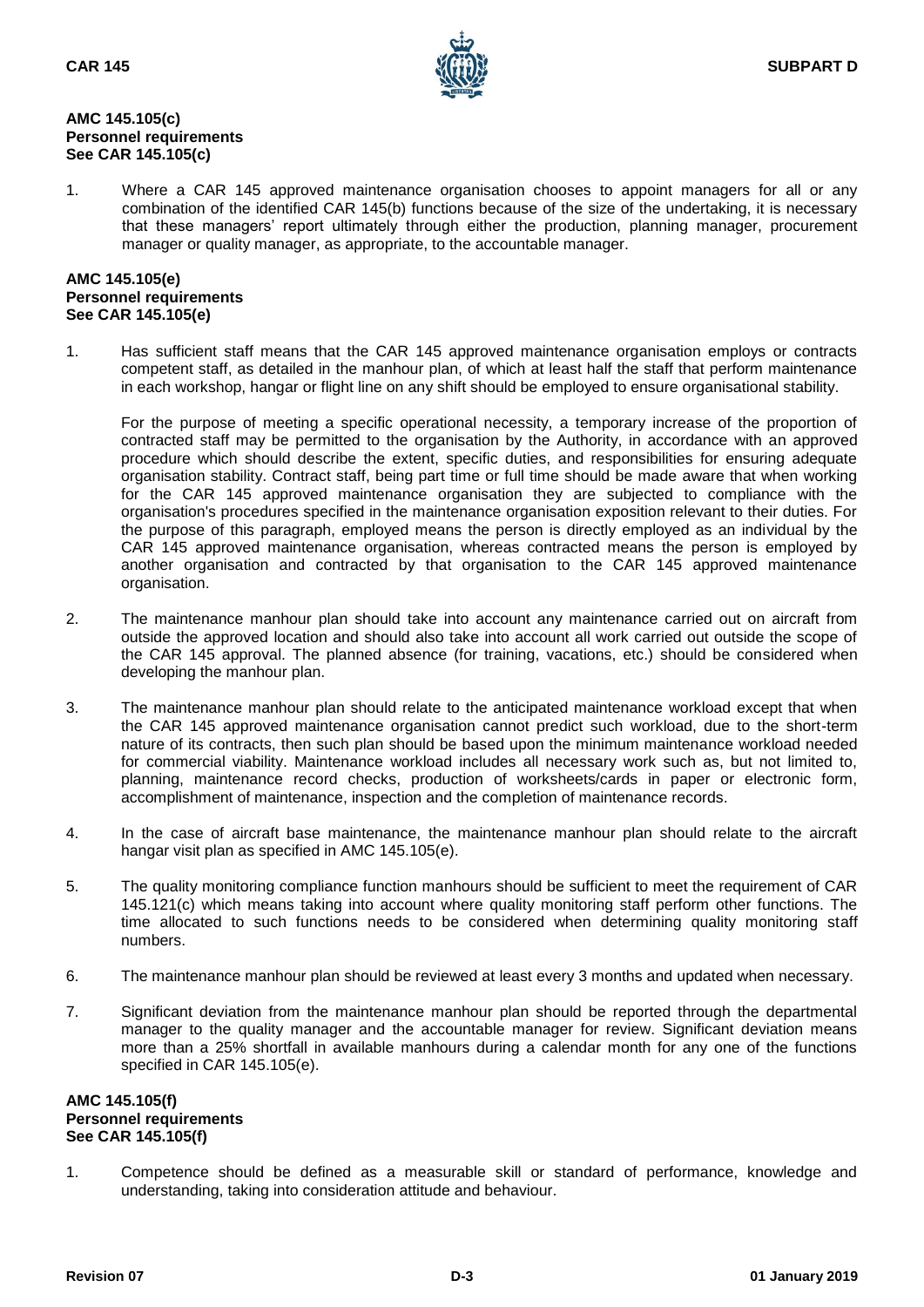**AMC 145.105(c)**
**Personnel requirements**
**See CAR 145.105(c)**

1. Where a CAR 145 approved maintenance organisation chooses to appoint managers for all or any combination of the identified CAR 145(b) functions because of the size of the undertaking, it is necessary that these managers' report ultimately through either the production, planning manager, procurement manager or quality manager, as appropriate, to the accountable manager.

**AMC 145.105(e)**
**Personnel requirements**
**See CAR 145.105(e)**

1. Has sufficient staff means that the CAR 145 approved maintenance organisation employs or contracts competent staff, as detailed in the manhour plan, of which at least half the staff that perform maintenance in each workshop, hangar or flight line on any shift should be employed to ensure organisational stability.

   For the purpose of meeting a specific operational necessity, a temporary increase of the proportion of contracted staff may be permitted to the organisation by the Authority, in accordance with an approved procedure which should describe the extent, specific duties, and responsibilities for ensuring adequate organisation stability. Contract staff, being part time or full time should be made aware that when working for the CAR 145 approved maintenance organisation they are subjected to compliance with the organisation's procedures specified in the maintenance organisation exposition relevant to their duties. For the purpose of this paragraph, employed means the person is directly employed as an individual by the CAR 145 approved maintenance organisation, whereas contracted means the person is employed by another organisation and contracted by that organisation to the CAR 145 approved maintenance organisation.

2. The maintenance manhour plan should take into account any maintenance carried out on aircraft from outside the approved location and should also take into account all work carried out outside the scope of the CAR 145 approval. The planned absence (for training, vacations, etc.) should be considered when developing the manhour plan.

3. The maintenance manhour plan should relate to the anticipated maintenance workload except that when the CAR 145 approved maintenance organisation cannot predict such workload, due to the short-term nature of its contracts, then such plan should be based upon the minimum maintenance workload needed for commercial viability. Maintenance workload includes all necessary work such as, but not limited to, planning, maintenance record checks, production of worksheets/cards in paper or electronic form, accomplishment of maintenance, inspection and the completion of maintenance records.

4. In the case of aircraft base maintenance, the maintenance manhour plan should relate to the aircraft hangar visit plan as specified in AMC 145.105(e).

5. The quality monitoring compliance function manhours should be sufficient to meet the requirement of CAR 145.121(c) which means taking into account where quality monitoring staff perform other functions. The time allocated to such functions needs to be considered when determining quality monitoring staff numbers.

6. The maintenance manhour plan should be reviewed at least every 3 months and updated when necessary.

7. Significant deviation from the maintenance manhour plan should be reported through the departmental manager to the quality manager and the accountable manager for review. Significant deviation means more than a 25% shortfall in available manhours during a calendar month for any one of the functions specified in CAR 145.105(e).

**AMC 145.105(f)**
**Personnel requirements**
**See CAR 145.105(f)**

1. Competence should be defined as a measurable skill or standard of performance, knowledge and understanding, taking into consideration attitude and behaviour.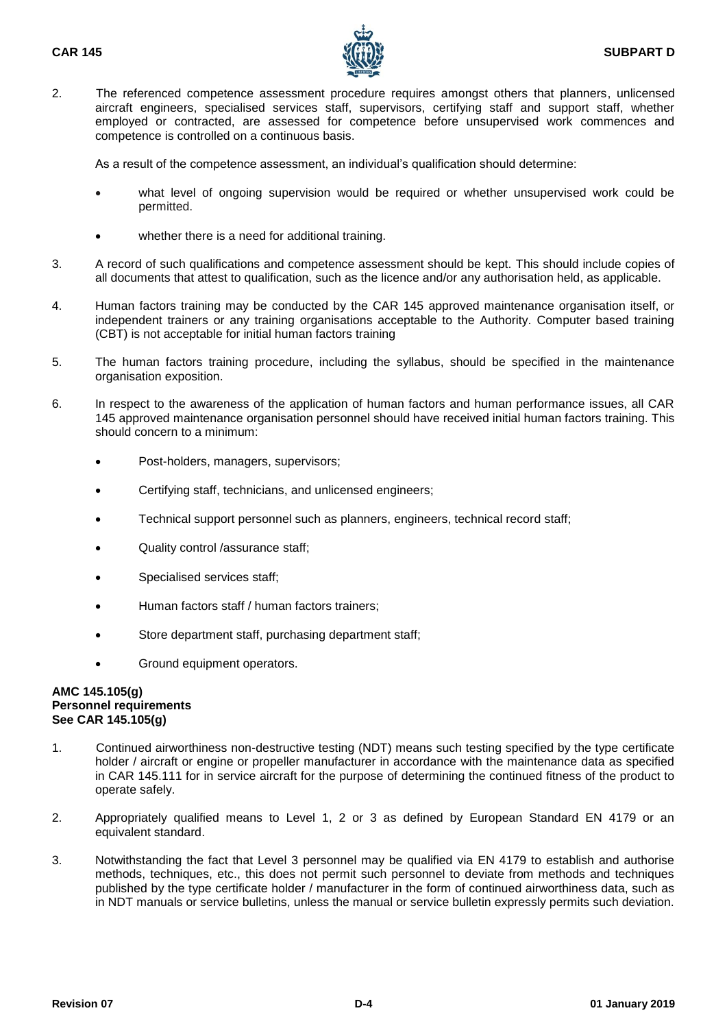2. The referenced competence assessment procedure requires amongst others that planners, unlicensed aircraft engineers, specialised services staff, supervisors, certifying staff and support staff, whether employed or contracted, are assessed for competence before unsupervised work commences and competence is controlled on a continuous basis.

   As a result of the competence assessment, an individual's qualification should determine:

   - what level of ongoing supervision would be required or whether unsupervised work could be permitted.
   - whether there is a need for additional training.

3. A record of such qualifications and competence assessment should be kept. This should include copies of all documents that attest to qualification, such as the licence and/or any authorisation held, as applicable.

4. Human factors training may be conducted by the CAR 145 approved maintenance organisation itself, or independent trainers or any training organisations acceptable to the Authority. Computer based training (CBT) is not acceptable for initial human factors training

5. The human factors training procedure, including the syllabus, should be specified in the maintenance organisation exposition.

6. In respect to the awareness of the application of human factors and human performance issues, all CAR 145 approved maintenance organisation personnel should have received initial human factors training. This should concern to a minimum:

   - Post-holders, managers, supervisors;
   - Certifying staff, technicians, and unlicensed engineers;
   - Technical support personnel such as planners, engineers, technical record staff;
   - Quality control /assurance staff;
   - Specialised services staff;
   - Human factors staff / human factors trainers;
   - Store department staff, purchasing department staff;
   - Ground equipment operators.

**AMC 145.105(g)**
**Personnel requirements**
**See CAR 145.105(g)**

1. Continued airworthiness non-destructive testing (NDT) means such testing specified by the type certificate holder / aircraft or engine or propeller manufacturer in accordance with the maintenance data as specified in CAR 145.111 for in service aircraft for the purpose of determining the continued fitness of the product to operate safely.

2. Appropriately qualified means to Level 1, 2 or 3 as defined by European Standard EN 4179 or an equivalent standard.

3. Notwithstanding the fact that Level 3 personnel may be qualified via EN 4179 to establish and authorise methods, techniques, etc., this does not permit such personnel to deviate from methods and techniques published by the type certificate holder / manufacturer in the form of continued airworthiness data, such as in NDT manuals or service bulletins, unless the manual or service bulletin expressly permits such deviation.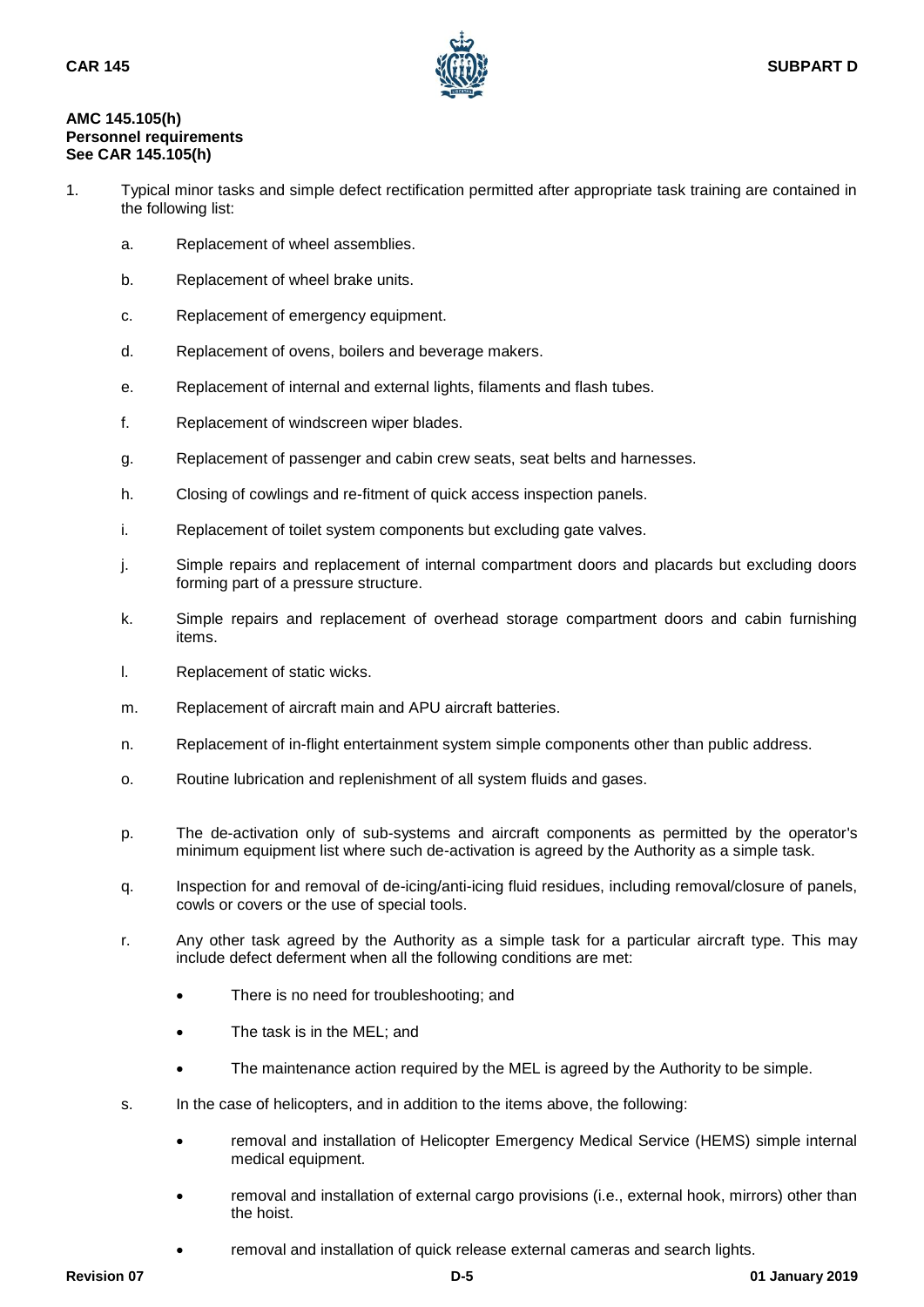**AMC 145.105(h)**
**Personnel requirements**
**See CAR 145.105(h)**

1. Typical minor tasks and simple defect rectification permitted after appropriate task training are contained in the following list:

   a. Replacement of wheel assemblies.

   b. Replacement of wheel brake units.

   c. Replacement of emergency equipment.

   d. Replacement of ovens, boilers and beverage makers.

   e. Replacement of internal and external lights, filaments and flash tubes.

   f. Replacement of windscreen wiper blades.

   g. Replacement of passenger and cabin crew seats, seat belts and harnesses.

   h. Closing of cowlings and re-fitment of quick access inspection panels.

   i. Replacement of toilet system components but excluding gate valves.

   j. Simple repairs and replacement of internal compartment doors and placards but excluding doors forming part of a pressure structure.

   k. Simple repairs and replacement of overhead storage compartment doors and cabin furnishing items.

   l. Replacement of static wicks.

   m. Replacement of aircraft main and APU aircraft batteries.

   n. Replacement of in-flight entertainment system simple components other than public address.

   o. Routine lubrication and replenishment of all system fluids and gases.

   p. The de-activation only of sub-systems and aircraft components as permitted by the operator's minimum equipment list where such de-activation is agreed by the Authority as a simple task.

   q. Inspection for and removal of de-icing/anti-icing fluid residues, including removal/closure of panels, cowls or covers or the use of special tools.

   r. Any other task agreed by the Authority as a simple task for a particular aircraft type. This may include defect deferment when all the following conditions are met:

      - There is no need for troubleshooting; and
      - The task is in the MEL; and
      - The maintenance action required by the MEL is agreed by the Authority to be simple.

   s. In the case of helicopters, and in addition to the items above, the following:

      - removal and installation of Helicopter Emergency Medical Service (HEMS) simple internal medical equipment.
      - removal and installation of external cargo provisions (i.e., external hook, mirrors) other than the hoist.
      - removal and installation of quick release external cameras and search lights.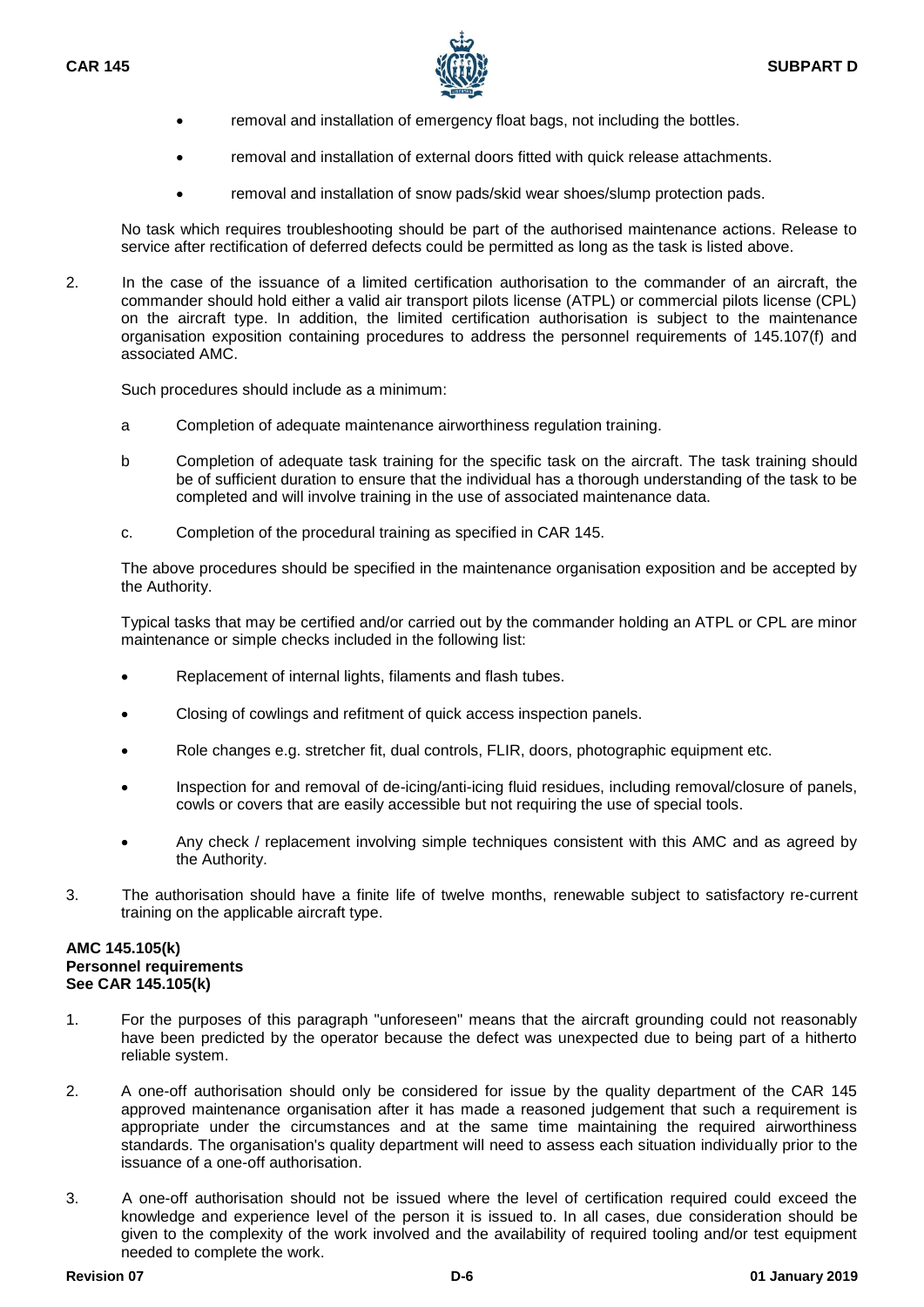- removal and installation of emergency float bags, not including the bottles.
- removal and installation of external doors fitted with quick release attachments.
- removal and installation of snow pads/skid wear shoes/slump protection pads.

No task which requires troubleshooting should be part of the authorised maintenance actions. Release to service after rectification of deferred defects could be permitted as long as the task is listed above.

2. In the case of the issuance of a limited certification authorisation to the commander of an aircraft, the commander should hold either a valid air transport pilots license (ATPL) or commercial pilots license (CPL) on the aircraft type. In addition, the limited certification authorisation is subject to the maintenance organisation exposition containing procedures to address the personnel requirements of 145.107(f) and associated AMC.

   Such procedures should include as a minimum:

   a Completion of adequate maintenance airworthiness regulation training.

   b Completion of adequate task training for the specific task on the aircraft. The task training should be of sufficient duration to ensure that the individual has a thorough understanding of the task to be completed and will involve training in the use of associated maintenance data.

   c. Completion of the procedural training as specified in CAR 145.

   The above procedures should be specified in the maintenance organisation exposition and be accepted by the Authority.

   Typical tasks that may be certified and/or carried out by the commander holding an ATPL or CPL are minor maintenance or simple checks included in the following list:

   - Replacement of internal lights, filaments and flash tubes.
   - Closing of cowlings and refitment of quick access inspection panels.
   - Role changes e.g. stretcher fit, dual controls, FLIR, doors, photographic equipment etc.
   - Inspection for and removal of de-icing/anti-icing fluid residues, including removal/closure of panels, cowls or covers that are easily accessible but not requiring the use of special tools.
   - Any check / replacement involving simple techniques consistent with this AMC and as agreed by the Authority.

3. The authorisation should have a finite life of twelve months, renewable subject to satisfactory re-current training on the applicable aircraft type.

**AMC 145.105(k)**
**Personnel requirements**
**See CAR 145.105(k)**

1. For the purposes of this paragraph "unforeseen" means that the aircraft grounding could not reasonably have been predicted by the operator because the defect was unexpected due to being part of a hitherto reliable system.

2. A one-off authorisation should only be considered for issue by the quality department of the CAR 145 approved maintenance organisation after it has made a reasoned judgement that such a requirement is appropriate under the circumstances and at the same time maintaining the required airworthiness standards. The organisation's quality department will need to assess each situation individually prior to the issuance of a one-off authorisation.

3. A one-off authorisation should not be issued where the level of certification required could exceed the knowledge and experience level of the person it is issued to. In all cases, due consideration should be given to the complexity of the work involved and the availability of required tooling and/or test equipment needed to complete the work.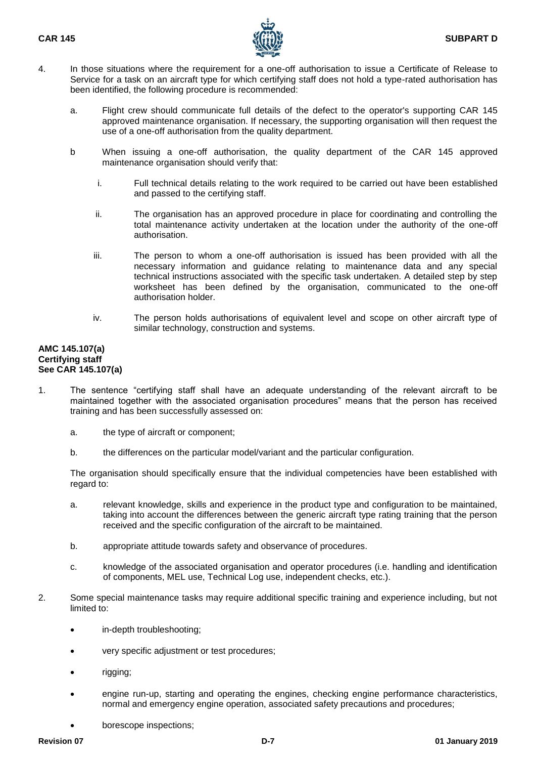4. In those situations where the requirement for a one-off authorisation to issue a Certificate of Release to Service for a task on an aircraft type for which certifying staff does not hold a type-rated authorisation has been identified, the following procedure is recommended:

   a. Flight crew should communicate full details of the defect to the operator's supporting CAR 145 approved maintenance organisation. If necessary, the supporting organisation will then request the use of a one-off authorisation from the quality department.

   b When issuing a one-off authorisation, the quality department of the CAR 145 approved maintenance organisation should verify that:

      i. Full technical details relating to the work required to be carried out have been established and passed to the certifying staff.

      ii. The organisation has an approved procedure in place for coordinating and controlling the total maintenance activity undertaken at the location under the authority of the one-off authorisation.

      iii. The person to whom a one-off authorisation is issued has been provided with all the necessary information and guidance relating to maintenance data and any special technical instructions associated with the specific task undertaken. A detailed step by step worksheet has been defined by the organisation, communicated to the one-off authorisation holder.

      iv. The person holds authorisations of equivalent level and scope on other aircraft type of similar technology, construction and systems.

**AMC 145.107(a)**
**Certifying staff**
**See CAR 145.107(a)**

1. The sentence "certifying staff shall have an adequate understanding of the relevant aircraft to be maintained together with the associated organisation procedures" means that the person has received training and has been successfully assessed on:

   a. the type of aircraft or component;

   b. the differences on the particular model/variant and the particular configuration.

   The organisation should specifically ensure that the individual competencies have been established with regard to:

   a. relevant knowledge, skills and experience in the product type and configuration to be maintained, taking into account the differences between the generic aircraft type rating training that the person received and the specific configuration of the aircraft to be maintained.

   b. appropriate attitude towards safety and observance of procedures.

   c. knowledge of the associated organisation and operator procedures (i.e. handling and identification of components, MEL use, Technical Log use, independent checks, etc.).

2. Some special maintenance tasks may require additional specific training and experience including, but not limited to:

   - in-depth troubleshooting;
   - very specific adjustment or test procedures;
   - rigging;
   - engine run-up, starting and operating the engines, checking engine performance characteristics, normal and emergency engine operation, associated safety precautions and procedures;
   - borescope inspections;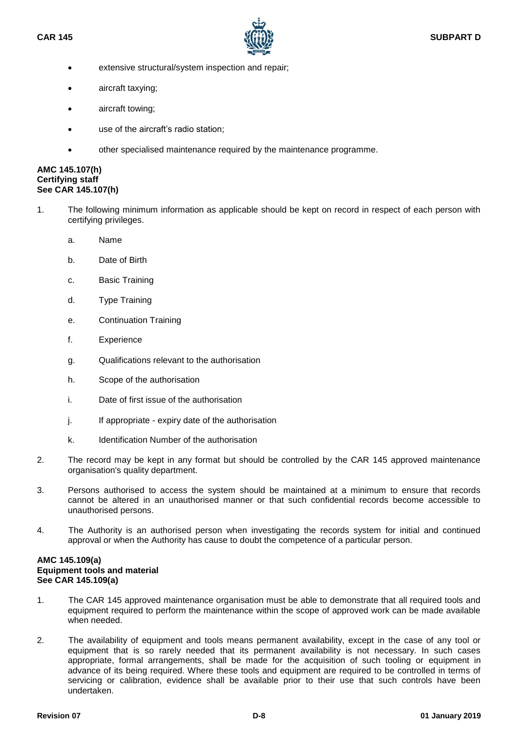- extensive structural/system inspection and repair;
- aircraft taxying;
- aircraft towing;
- use of the aircraft's radio station;
- other specialised maintenance required by the maintenance programme.

**AMC 145.107(h)**
**Certifying staff**
**See CAR 145.107(h)**

1. The following minimum information as applicable should be kept on record in respect of each person with certifying privileges.

   a. Name

   b. Date of Birth

   c. Basic Training

   d. Type Training

   e. Continuation Training

   f. Experience

   g. Qualifications relevant to the authorisation

   h. Scope of the authorisation

   i. Date of first issue of the authorisation

   j. If appropriate - expiry date of the authorisation

   k. Identification Number of the authorisation

2. The record may be kept in any format but should be controlled by the CAR 145 approved maintenance organisation's quality department.

3. Persons authorised to access the system should be maintained at a minimum to ensure that records cannot be altered in an unauthorised manner or that such confidential records become accessible to unauthorised persons.

4. The Authority is an authorised person when investigating the records system for initial and continued approval or when the Authority has cause to doubt the competence of a particular person.

**AMC 145.109(a)**
**Equipment tools and material**
**See CAR 145.109(a)**

1. The CAR 145 approved maintenance organisation must be able to demonstrate that all required tools and equipment required to perform the maintenance within the scope of approved work can be made available when needed.

2. The availability of equipment and tools means permanent availability, except in the case of any tool or equipment that is so rarely needed that its permanent availability is not necessary. In such cases appropriate, formal arrangements, shall be made for the acquisition of such tooling or equipment in advance of its being required. Where these tools and equipment are required to be controlled in terms of servicing or calibration, evidence shall be available prior to their use that such controls have been undertaken.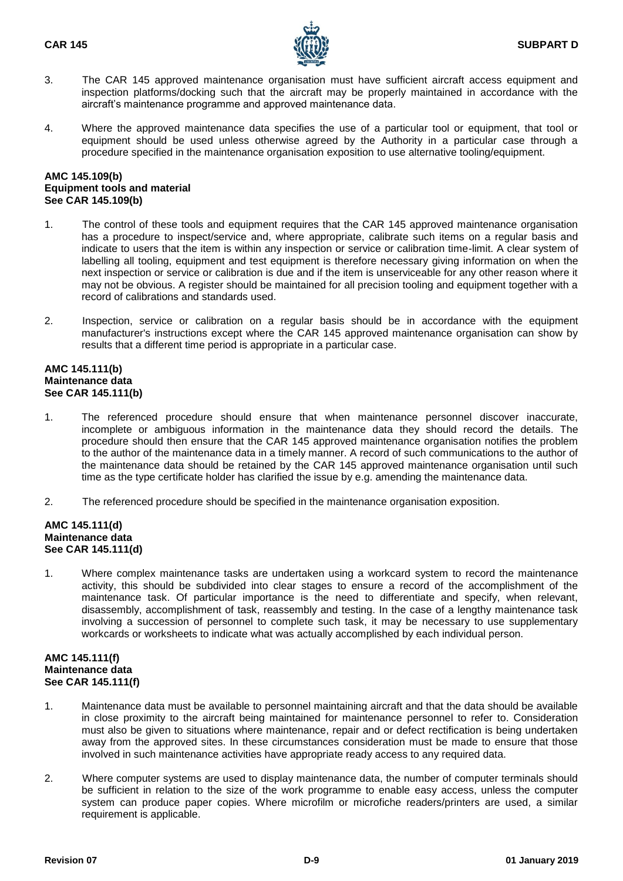3. The CAR 145 approved maintenance organisation must have sufficient aircraft access equipment and inspection platforms/docking such that the aircraft may be properly maintained in accordance with the aircraft's maintenance programme and approved maintenance data.

4. Where the approved maintenance data specifies the use of a particular tool or equipment, that tool or equipment should be used unless otherwise agreed by the Authority in a particular case through a procedure specified in the maintenance organisation exposition to use alternative tooling/equipment.

**AMC 145.109(b)**
**Equipment tools and material**
**See CAR 145.109(b)**

1. The control of these tools and equipment requires that the CAR 145 approved maintenance organisation has a procedure to inspect/service and, where appropriate, calibrate such items on a regular basis and indicate to users that the item is within any inspection or service or calibration time-limit. A clear system of labelling all tooling, equipment and test equipment is therefore necessary giving information on when the next inspection or service or calibration is due and if the item is unserviceable for any other reason where it may not be obvious. A register should be maintained for all precision tooling and equipment together with a record of calibrations and standards used.

2. Inspection, service or calibration on a regular basis should be in accordance with the equipment manufacturer's instructions except where the CAR 145 approved maintenance organisation can show by results that a different time period is appropriate in a particular case.

**AMC 145.111(b)**
**Maintenance data**
**See CAR 145.111(b)**

1. The referenced procedure should ensure that when maintenance personnel discover inaccurate, incomplete or ambiguous information in the maintenance data they should record the details. The procedure should then ensure that the CAR 145 approved maintenance organisation notifies the problem to the author of the maintenance data in a timely manner. A record of such communications to the author of the maintenance data should be retained by the CAR 145 approved maintenance organisation until such time as the type certificate holder has clarified the issue by e.g. amending the maintenance data.

2. The referenced procedure should be specified in the maintenance organisation exposition.

**AMC 145.111(d)**
**Maintenance data**
**See CAR 145.111(d)**

1. Where complex maintenance tasks are undertaken using a workcard system to record the maintenance activity, this should be subdivided into clear stages to ensure a record of the accomplishment of the maintenance task. Of particular importance is the need to differentiate and specify, when relevant, disassembly, accomplishment of task, reassembly and testing. In the case of a lengthy maintenance task involving a succession of personnel to complete such task, it may be necessary to use supplementary workcards or worksheets to indicate what was actually accomplished by each individual person.

**AMC 145.111(f)**
**Maintenance data**
**See CAR 145.111(f)**

1. Maintenance data must be available to personnel maintaining aircraft and that the data should be available in close proximity to the aircraft being maintained for maintenance personnel to refer to. Consideration must also be given to situations where maintenance, repair and or defect rectification is being undertaken away from the approved sites. In these circumstances consideration must be made to ensure that those involved in such maintenance activities have appropriate ready access to any required data.

2. Where computer systems are used to display maintenance data, the number of computer terminals should be sufficient in relation to the size of the work programme to enable easy access, unless the computer system can produce paper copies. Where microfilm or microfiche readers/printers are used, a similar requirement is applicable.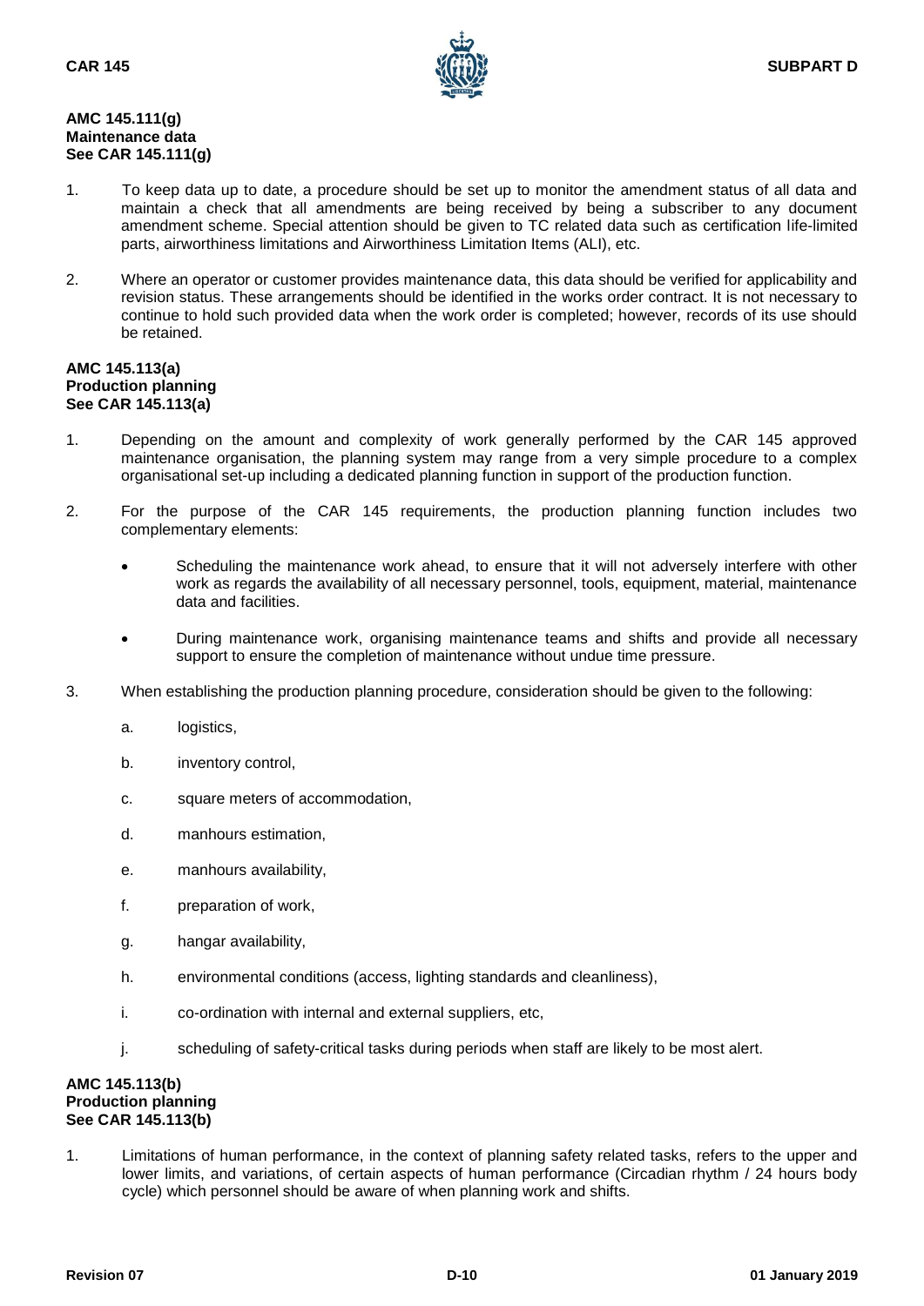**AMC 145.111(g)**
**Maintenance data**
**See CAR 145.111(g)**

1. To keep data up to date, a procedure should be set up to monitor the amendment status of all data and maintain a check that all amendments are being received by being a subscriber to any document amendment scheme. Special attention should be given to TC related data such as certification life-limited parts, airworthiness limitations and Airworthiness Limitation Items (ALI), etc.

2. Where an operator or customer provides maintenance data, this data should be verified for applicability and revision status. These arrangements should be identified in the works order contract. It is not necessary to continue to hold such provided data when the work order is completed; however, records of its use should be retained.

**AMC 145.113(a)**
**Production planning**
**See CAR 145.113(a)**

1. Depending on the amount and complexity of work generally performed by the CAR 145 approved maintenance organisation, the planning system may range from a very simple procedure to a complex organisational set-up including a dedicated planning function in support of the production function.

2. For the purpose of the CAR 145 requirements, the production planning function includes two complementary elements:

   - Scheduling the maintenance work ahead, to ensure that it will not adversely interfere with other work as regards the availability of all necessary personnel, tools, equipment, material, maintenance data and facilities.

   - During maintenance work, organising maintenance teams and shifts and provide all necessary support to ensure the completion of maintenance without undue time pressure.

3. When establishing the production planning procedure, consideration should be given to the following:

   a. logistics,

   b. inventory control,

   c. square meters of accommodation,

   d. manhours estimation,

   e. manhours availability,

   f. preparation of work,

   g. hangar availability,

   h. environmental conditions (access, lighting standards and cleanliness),

   i. co-ordination with internal and external suppliers, etc,

   j. scheduling of safety-critical tasks during periods when staff are likely to be most alert.

**AMC 145.113(b)**
**Production planning**
**See CAR 145.113(b)**

1. Limitations of human performance, in the context of planning safety related tasks, refers to the upper and lower limits, and variations, of certain aspects of human performance (Circadian rhythm / 24 hours body cycle) which personnel should be aware of when planning work and shifts.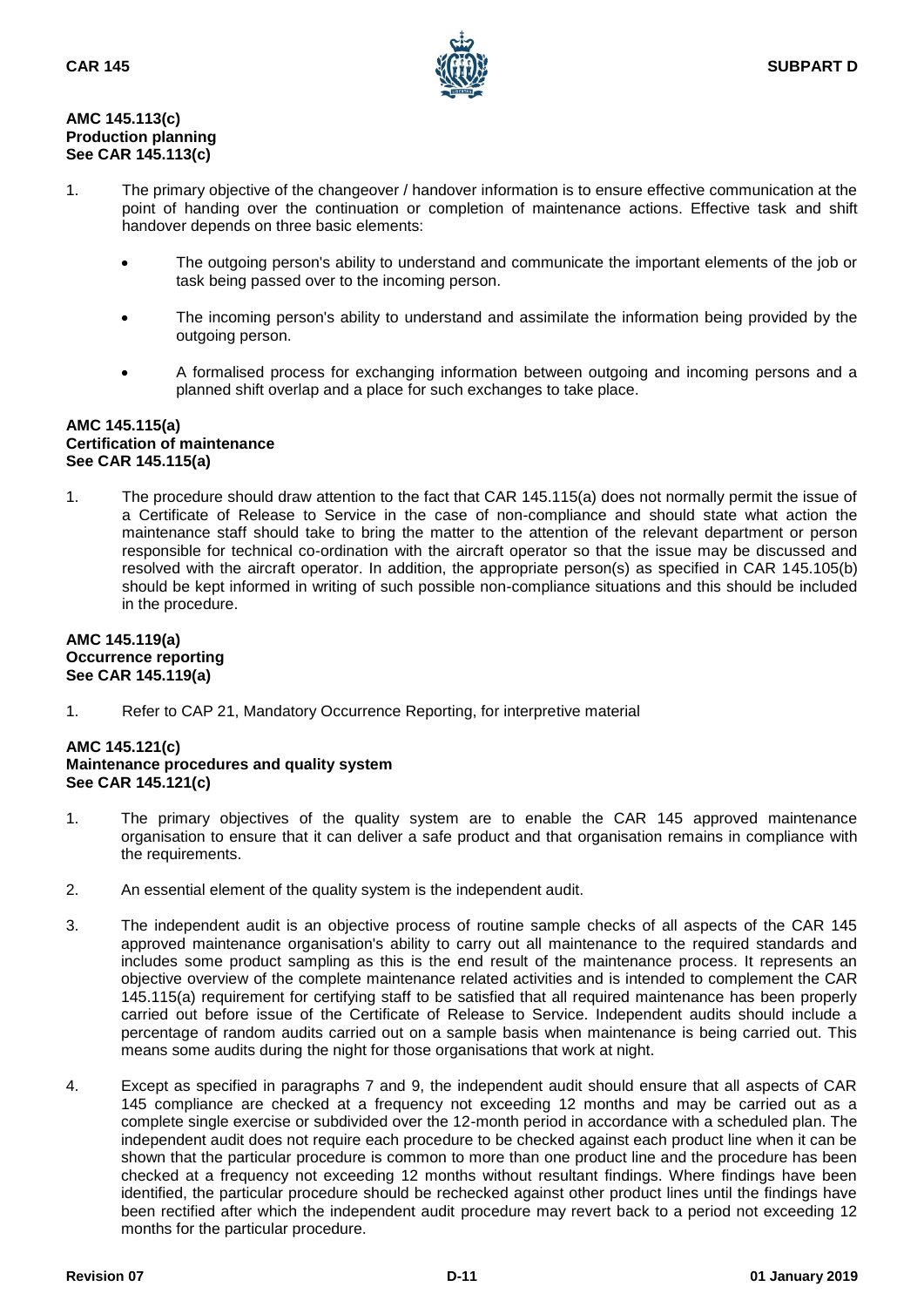**AMC 145.113(c)**
**Production planning**
**See CAR 145.113(c)**

1. The primary objective of the changeover / handover information is to ensure effective communication at the point of handing over the continuation or completion of maintenance actions. Effective task and shift handover depends on three basic elements:

   - The outgoing person's ability to understand and communicate the important elements of the job or task being passed over to the incoming person.

   - The incoming person's ability to understand and assimilate the information being provided by the outgoing person.

   - A formalised process for exchanging information between outgoing and incoming persons and a planned shift overlap and a place for such exchanges to take place.

**AMC 145.115(a)**
**Certification of maintenance**
**See CAR 145.115(a)**

1. The procedure should draw attention to the fact that CAR 145.115(a) does not normally permit the issue of a Certificate of Release to Service in the case of non-compliance and should state what action the maintenance staff should take to bring the matter to the attention of the relevant department or person responsible for technical co-ordination with the aircraft operator so that the issue may be discussed and resolved with the aircraft operator. In addition, the appropriate person(s) as specified in CAR 145.105(b) should be kept informed in writing of such possible non-compliance situations and this should be included in the procedure.

**AMC 145.119(a)**
**Occurrence reporting**
**See CAR 145.119(a)**

1. Refer to CAP 21, Mandatory Occurrence Reporting, for interpretive material

**AMC 145.121(c)**
**Maintenance procedures and quality system**
**See CAR 145.121(c)**

1. The primary objectives of the quality system are to enable the CAR 145 approved maintenance organisation to ensure that it can deliver a safe product and that organisation remains in compliance with the requirements.

2. An essential element of the quality system is the independent audit.

3. The independent audit is an objective process of routine sample checks of all aspects of the CAR 145 approved maintenance organisation's ability to carry out all maintenance to the required standards and includes some product sampling as this is the end result of the maintenance process. It represents an objective overview of the complete maintenance related activities and is intended to complement the CAR 145.115(a) requirement for certifying staff to be satisfied that all required maintenance has been properly carried out before issue of the Certificate of Release to Service. Independent audits should include a percentage of random audits carried out on a sample basis when maintenance is being carried out. This means some audits during the night for those organisations that work at night.

4. Except as specified in paragraphs 7 and 9, the independent audit should ensure that all aspects of CAR 145 compliance are checked at a frequency not exceeding 12 months and may be carried out as a complete single exercise or subdivided over the 12-month period in accordance with a scheduled plan. The independent audit does not require each procedure to be checked against each product line when it can be shown that the particular procedure is common to more than one product line and the procedure has been checked at a frequency not exceeding 12 months without resultant findings. Where findings have been identified, the particular procedure should be rechecked against other product lines until the findings have been rectified after which the independent audit procedure may revert back to a period not exceeding 12 months for the particular procedure.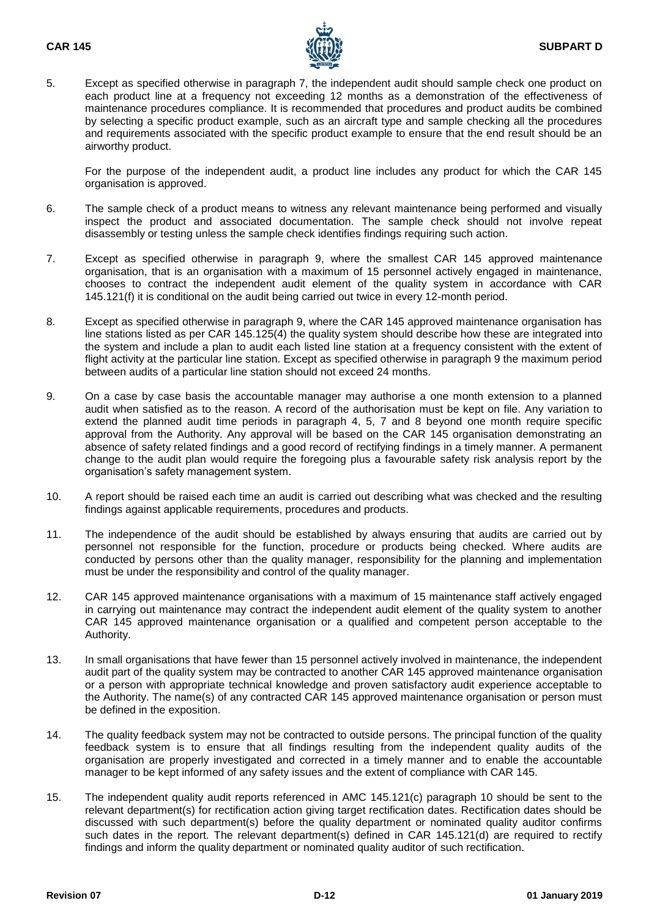5. Except as specified otherwise in paragraph 7, the independent audit should sample check one product on each product line at a frequency not exceeding 12 months as a demonstration of the effectiveness of maintenance procedures compliance. It is recommended that procedures and product audits be combined by selecting a specific product example, such as an aircraft type and sample checking all the procedures and requirements associated with the specific product example to ensure that the end result should be an airworthy product.

   For the purpose of the independent audit, a product line includes any product for which the CAR 145 organisation is approved.

6. The sample check of a product means to witness any relevant maintenance being performed and visually inspect the product and associated documentation. The sample check should not involve repeat disassembly or testing unless the sample check identifies findings requiring such action.

7. Except as specified otherwise in paragraph 9, where the smallest CAR 145 approved maintenance organisation, that is an organisation with a maximum of 15 personnel actively engaged in maintenance, chooses to contract the independent audit element of the quality system in accordance with CAR 145.121(f) it is conditional on the audit being carried out twice in every 12-month period.

8. Except as specified otherwise in paragraph 9, where the CAR 145 approved maintenance organisation has line stations listed as per CAR 145.125(4) the quality system should describe how these are integrated into the system and include a plan to audit each listed line station at a frequency consistent with the extent of flight activity at the particular line station. Except as specified otherwise in paragraph 9 the maximum period between audits of a particular line station should not exceed 24 months.

9. On a case by case basis the accountable manager may authorise a one month extension to a planned audit when satisfied as to the reason. A record of the authorisation must be kept on file. Any variation to extend the planned audit time periods in paragraph 4, 5, 7 and 8 beyond one month require specific approval from the Authority. Any approval will be based on the CAR 145 organisation demonstrating an absence of safety related findings and a good record of rectifying findings in a timely manner. A permanent change to the audit plan would require the foregoing plus a favourable safety risk analysis report by the organisation's safety management system.

10. A report should be raised each time an audit is carried out describing what was checked and the resulting findings against applicable requirements, procedures and products.

11. The independence of the audit should be established by always ensuring that audits are carried out by personnel not responsible for the function, procedure or products being checked. Where audits are conducted by persons other than the quality manager, responsibility for the planning and implementation must be under the responsibility and control of the quality manager.

12. CAR 145 approved maintenance organisations with a maximum of 15 maintenance staff actively engaged in carrying out maintenance may contract the independent audit element of the quality system to another CAR 145 approved maintenance organisation or a qualified and competent person acceptable to the Authority.

13. In small organisations that have fewer than 15 personnel actively involved in maintenance, the independent audit part of the quality system may be contracted to another CAR 145 approved maintenance organisation or a person with appropriate technical knowledge and proven satisfactory audit experience acceptable to the Authority. The name(s) of any contracted CAR 145 approved maintenance organisation or person must be defined in the exposition.

14. The quality feedback system may not be contracted to outside persons. The principal function of the quality feedback system is to ensure that all findings resulting from the independent quality audits of the organisation are properly investigated and corrected in a timely manner and to enable the accountable manager to be kept informed of any safety issues and the extent of compliance with CAR 145.

15. The independent quality audit reports referenced in AMC 145.121(c) paragraph 10 should be sent to the relevant department(s) for rectification action giving target rectification dates. Rectification dates should be discussed with such department(s) before the quality department or nominated quality auditor confirms such dates in the report. The relevant department(s) defined in CAR 145.121(d) are required to rectify findings and inform the quality department or nominated quality auditor of such rectification.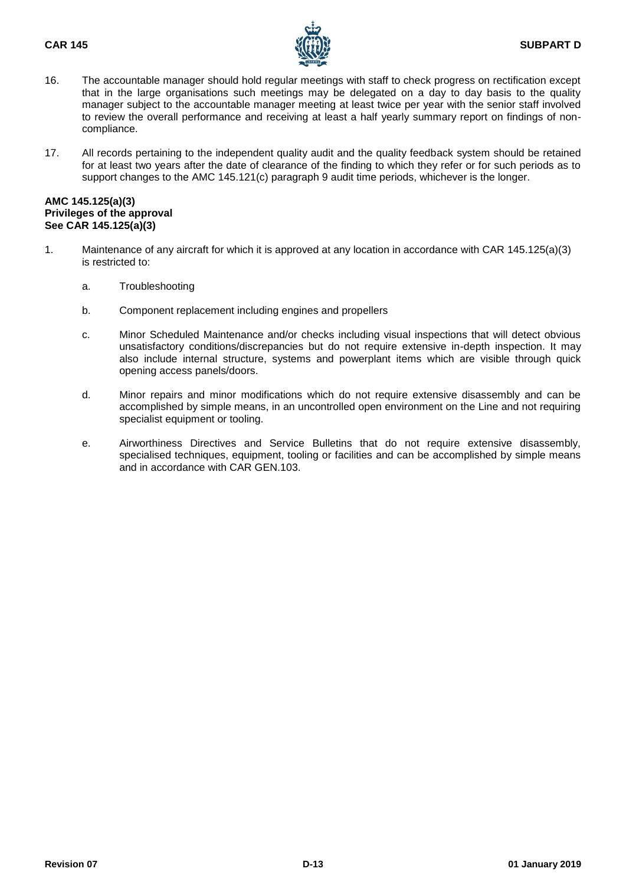16. The accountable manager should hold regular meetings with staff to check progress on rectification except that in the large organisations such meetings may be delegated on a day to day basis to the quality manager subject to the accountable manager meeting at least twice per year with the senior staff involved to review the overall performance and receiving at least a half yearly summary report on findings of non-compliance.

17. All records pertaining to the independent quality audit and the quality feedback system should be retained for at least two years after the date of clearance of the finding to which they refer or for such periods as to support changes to the AMC 145.121(c) paragraph 9 audit time periods, whichever is the longer.

**AMC 145.125(a)(3)**
**Privileges of the approval**
**See CAR 145.125(a)(3)**

1. Maintenance of any aircraft for which it is approved at any location in accordance with CAR 145.125(a)(3) is restricted to:

   a. Troubleshooting

   b. Component replacement including engines and propellers

   c. Minor Scheduled Maintenance and/or checks including visual inspections that will detect obvious unsatisfactory conditions/discrepancies but do not require extensive in-depth inspection. It may also include internal structure, systems and powerplant items which are visible through quick opening access panels/doors.

   d. Minor repairs and minor modifications which do not require extensive disassembly and can be accomplished by simple means, in an uncontrolled open environment on the Line and not requiring specialist equipment or tooling.

   e. Airworthiness Directives and Service Bulletins that do not require extensive disassembly, specialised techniques, equipment, tooling or facilities and can be accomplished by simple means and in accordance with CAR GEN.103.